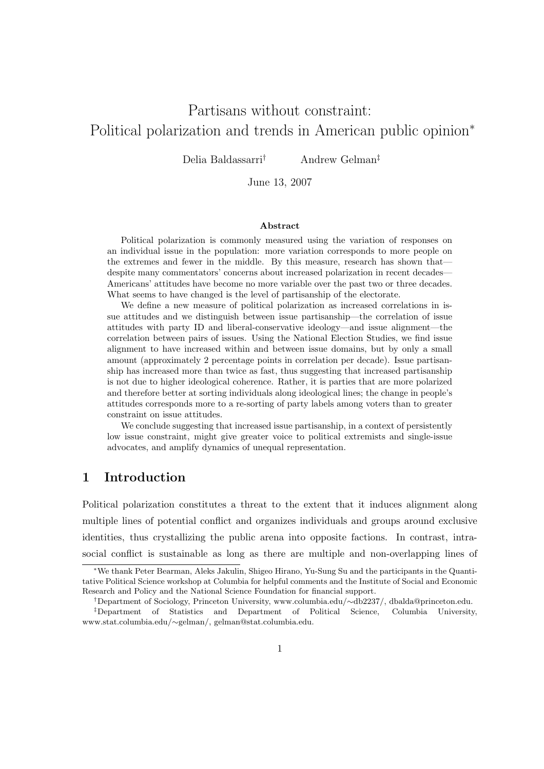# Partisans without constraint: Political polarization and trends in American public opinion*

Delia Baldassarri[†] Andrew Gelman[‡]

June 13, 2007

## Abstract

Political polarization is commonly measured using the variation of responses on an individual issue in the population: more variation corresponds to more people on the extremes and fewer in the middle. By this measure, research has shown that—despite many commentators' concerns about increased polarization in recent decades—Americans' attitudes have become no more variable over the past two or three decades. What seems to have changed is the level of partisanship of the electorate.

We define a new measure of political polarization as increased correlations in issue attitudes and we distinguish between issue partisanship—the correlation of issue attitudes with party ID and liberal-conservative ideology—and issue alignment—the correlation between pairs of issues. Using the National Election Studies, we find issue alignment to have increased within and between issue domains, but by only a small amount (approximately 2 percentage points in correlation per decade). Issue partisanship has increased more than twice as fast, thus suggesting that increased partisanship is not due to higher ideological coherence. Rather, it is parties that are more polarized and therefore better at sorting individuals along ideological lines; the change in people's attitudes corresponds more to a re-sorting of party labels among voters than to greater constraint on issue attitudes.

We conclude suggesting that increased issue partisanship, in a context of persistently low issue constraint, might give greater voice to political extremists and single-issue advocates, and amplify dynamics of unequal representation.

## 1 Introduction

Political polarization constitutes a threat to the extent that it induces alignment along multiple lines of potential conflict and organizes individuals and groups around exclusive identities, thus crystallizing the public arena into opposite factions. In contrast, intra-social conflict is sustainable as long as there are multiple and non-overlapping lines of

---

*We thank Peter Bearman, Aleks Jakulin, Shigeo Hirano, Yu-Sung Su and the participants in the Quantitative Political Science workshop at Columbia for helpful comments and the Institute of Social and Economic Research and Policy and the National Science Foundation for financial support.

[†]Department of Sociology, Princeton University, www.columbia.edu/∼db2237/, dbalda@princeton.edu.

[‡]Department of Statistics and Department of Political Science, Columbia University, www.stat.columbia.edu/∼gelman/, gelman@stat.columbia.edu.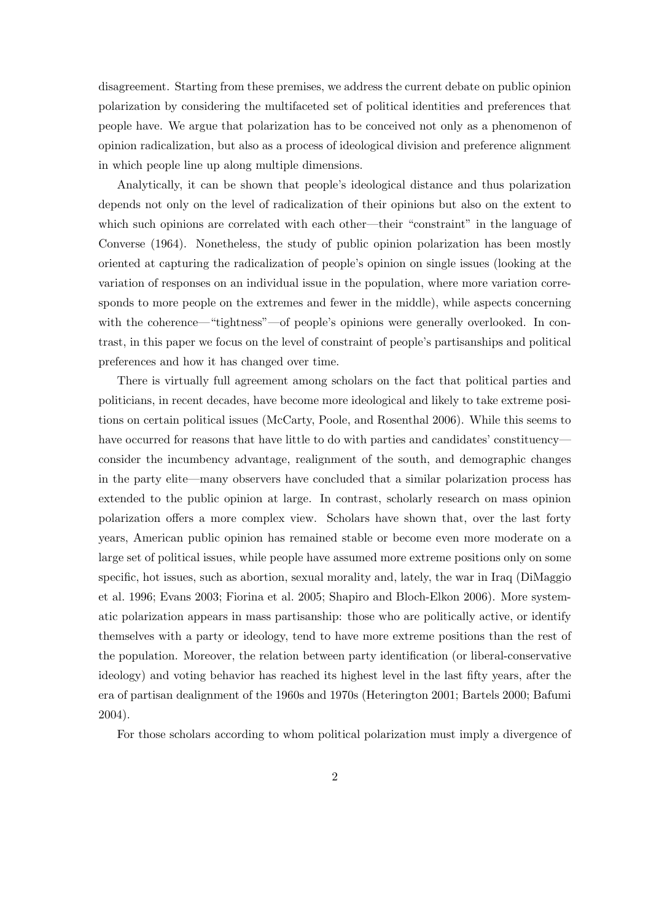disagreement. Starting from these premises, we address the current debate on public opinion polarization by considering the multifaceted set of political identities and preferences that people have. We argue that polarization has to be conceived not only as a phenomenon of opinion radicalization, but also as a process of ideological division and preference alignment in which people line up along multiple dimensions.

Analytically, it can be shown that people's ideological distance and thus polarization depends not only on the level of radicalization of their opinions but also on the extent to which such opinions are correlated with each other—their "constraint" in the language of Converse (1964). Nonetheless, the study of public opinion polarization has been mostly oriented at capturing the radicalization of people's opinion on single issues (looking at the variation of responses on an individual issue in the population, where more variation corresponds to more people on the extremes and fewer in the middle), while aspects concerning with the coherence—"tightness"—of people's opinions were generally overlooked. In contrast, in this paper we focus on the level of constraint of people's partisanships and political preferences and how it has changed over time.

There is virtually full agreement among scholars on the fact that political parties and politicians, in recent decades, have become more ideological and likely to take extreme positions on certain political issues (McCarty, Poole, and Rosenthal 2006). While this seems to have occurred for reasons that have little to do with parties and candidates' constituency—consider the incumbency advantage, realignment of the south, and demographic changes in the party elite—many observers have concluded that a similar polarization process has extended to the public opinion at large. In contrast, scholarly research on mass opinion polarization offers a more complex view. Scholars have shown that, over the last forty years, American public opinion has remained stable or become even more moderate on a large set of political issues, while people have assumed more extreme positions only on some specific, hot issues, such as abortion, sexual morality and, lately, the war in Iraq (DiMaggio et al. 1996; Evans 2003; Fiorina et al. 2005; Shapiro and Bloch-Elkon 2006). More systematic polarization appears in mass partisanship: those who are politically active, or identify themselves with a party or ideology, tend to have more extreme positions than the rest of the population. Moreover, the relation between party identification (or liberal-conservative ideology) and voting behavior has reached its highest level in the last fifty years, after the era of partisan dealignment of the 1960s and 1970s (Heterington 2001; Bartels 2000; Bafumi 2004).

For those scholars according to whom political polarization must imply a divergence of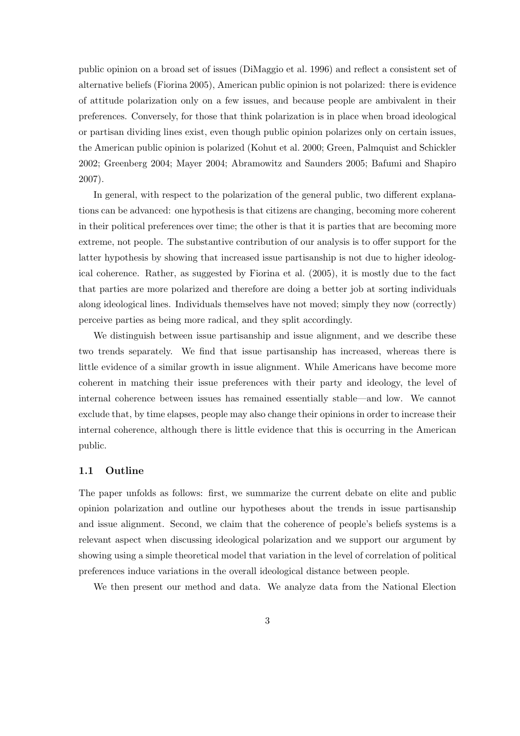public opinion on a broad set of issues (DiMaggio et al. 1996) and reflect a consistent set of alternative beliefs (Fiorina 2005), American public opinion is not polarized: there is evidence of attitude polarization only on a few issues, and because people are ambivalent in their preferences. Conversely, for those that think polarization is in place when broad ideological or partisan dividing lines exist, even though public opinion polarizes only on certain issues, the American public opinion is polarized (Kohut et al. 2000; Green, Palmquist and Schickler 2002; Greenberg 2004; Mayer 2004; Abramowitz and Saunders 2005; Bafumi and Shapiro 2007).

In general, with respect to the polarization of the general public, two different explanations can be advanced: one hypothesis is that citizens are changing, becoming more coherent in their political preferences over time; the other is that it is parties that are becoming more extreme, not people. The substantive contribution of our analysis is to offer support for the latter hypothesis by showing that increased issue partisanship is not due to higher ideological coherence. Rather, as suggested by Fiorina et al. (2005), it is mostly due to the fact that parties are more polarized and therefore are doing a better job at sorting individuals along ideological lines. Individuals themselves have not moved; simply they now (correctly) perceive parties as being more radical, and they split accordingly.

We distinguish between issue partisanship and issue alignment, and we describe these two trends separately. We find that issue partisanship has increased, whereas there is little evidence of a similar growth in issue alignment. While Americans have become more coherent in matching their issue preferences with their party and ideology, the level of internal coherence between issues has remained essentially stable—and low. We cannot exclude that, by time elapses, people may also change their opinions in order to increase their internal coherence, although there is little evidence that this is occurring in the American public.

### 1.1 Outline

The paper unfolds as follows: first, we summarize the current debate on elite and public opinion polarization and outline our hypotheses about the trends in issue partisanship and issue alignment. Second, we claim that the coherence of people's beliefs systems is a relevant aspect when discussing ideological polarization and we support our argument by showing using a simple theoretical model that variation in the level of correlation of political preferences induce variations in the overall ideological distance between people.

We then present our method and data. We analyze data from the National Election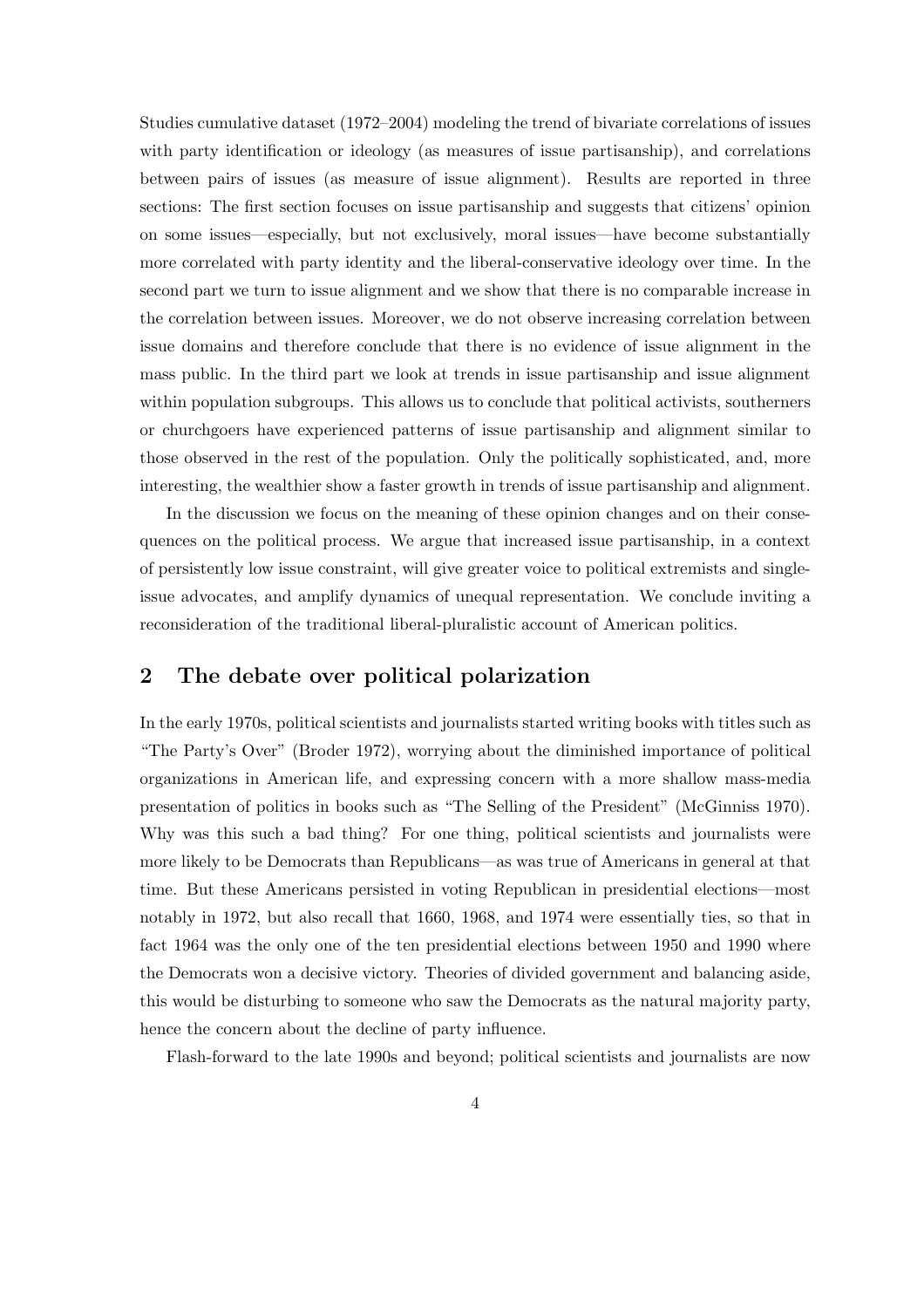Studies cumulative dataset (1972–2004) modeling the trend of bivariate correlations of issues with party identification or ideology (as measures of issue partisanship), and correlations between pairs of issues (as measure of issue alignment). Results are reported in three sections: The first section focuses on issue partisanship and suggests that citizens' opinion on some issues—especially, but not exclusively, moral issues—have become substantially more correlated with party identity and the liberal-conservative ideology over time. In the second part we turn to issue alignment and we show that there is no comparable increase in the correlation between issues. Moreover, we do not observe increasing correlation between issue domains and therefore conclude that there is no evidence of issue alignment in the mass public. In the third part we look at trends in issue partisanship and issue alignment within population subgroups. This allows us to conclude that political activists, southerners or churchgoers have experienced patterns of issue partisanship and alignment similar to those observed in the rest of the population. Only the politically sophisticated, and, more interesting, the wealthier show a faster growth in trends of issue partisanship and alignment.

In the discussion we focus on the meaning of these opinion changes and on their consequences on the political process. We argue that increased issue partisanship, in a context of persistently low issue constraint, will give greater voice to political extremists and single-issue advocates, and amplify dynamics of unequal representation. We conclude inviting a reconsideration of the traditional liberal-pluralistic account of American politics.

## 2 The debate over political polarization

In the early 1970s, political scientists and journalists started writing books with titles such as "The Party's Over" (Broder 1972), worrying about the diminished importance of political organizations in American life, and expressing concern with a more shallow mass-media presentation of politics in books such as "The Selling of the President" (McGinniss 1970). Why was this such a bad thing? For one thing, political scientists and journalists were more likely to be Democrats than Republicans—as was true of Americans in general at that time. But these Americans persisted in voting Republican in presidential elections—most notably in 1972, but also recall that 1660, 1968, and 1974 were essentially ties, so that in fact 1964 was the only one of the ten presidential elections between 1950 and 1990 where the Democrats won a decisive victory. Theories of divided government and balancing aside, this would be disturbing to someone who saw the Democrats as the natural majority party, hence the concern about the decline of party influence.

Flash-forward to the late 1990s and beyond; political scientists and journalists are now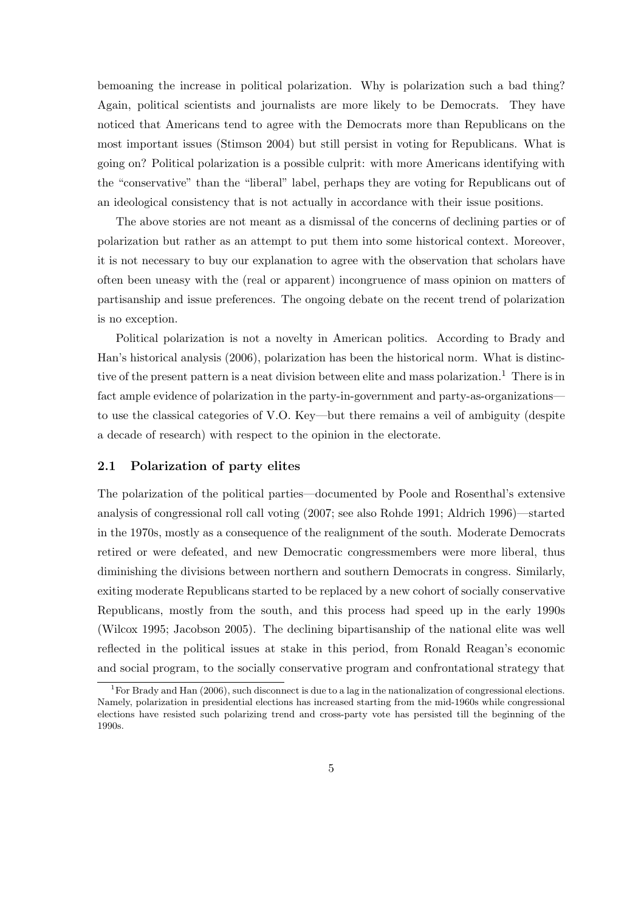bemoaning the increase in political polarization. Why is polarization such a bad thing? Again, political scientists and journalists are more likely to be Democrats. They have noticed that Americans tend to agree with the Democrats more than Republicans on the most important issues (Stimson 2004) but still persist in voting for Republicans. What is going on? Political polarization is a possible culprit: with more Americans identifying with the "conservative" than the "liberal" label, perhaps they are voting for Republicans out of an ideological consistency that is not actually in accordance with their issue positions.

The above stories are not meant as a dismissal of the concerns of declining parties or of polarization but rather as an attempt to put them into some historical context. Moreover, it is not necessary to buy our explanation to agree with the observation that scholars have often been uneasy with the (real or apparent) incongruence of mass opinion on matters of partisanship and issue preferences. The ongoing debate on the recent trend of polarization is no exception.

Political polarization is not a novelty in American politics. According to Brady and Han's historical analysis (2006), polarization has been the historical norm. What is distinctive of the present pattern is a neat division between elite and mass polarization.[1] There is in fact ample evidence of polarization in the party-in-government and party-as-organizations—to use the classical categories of V.O. Key—but there remains a veil of ambiguity (despite a decade of research) with respect to the opinion in the electorate.

## 2.1 Polarization of party elites

The polarization of the political parties—documented by Poole and Rosenthal's extensive analysis of congressional roll call voting (2007; see also Rohde 1991; Aldrich 1996)—started in the 1970s, mostly as a consequence of the realignment of the south. Moderate Democrats retired or were defeated, and new Democratic congressmembers were more liberal, thus diminishing the divisions between northern and southern Democrats in congress. Similarly, exiting moderate Republicans started to be replaced by a new cohort of socially conservative Republicans, mostly from the south, and this process had speed up in the early 1990s (Wilcox 1995; Jacobson 2005). The declining bipartisanship of the national elite was well reflected in the political issues at stake in this period, from Ronald Reagan's economic and social program, to the socially conservative program and confrontational strategy that

[1] For Brady and Han (2006), such disconnect is due to a lag in the nationalization of congressional elections. Namely, polarization in presidential elections has increased starting from the mid-1960s while congressional elections have resisted such polarizing trend and cross-party vote has persisted till the beginning of the 1990s.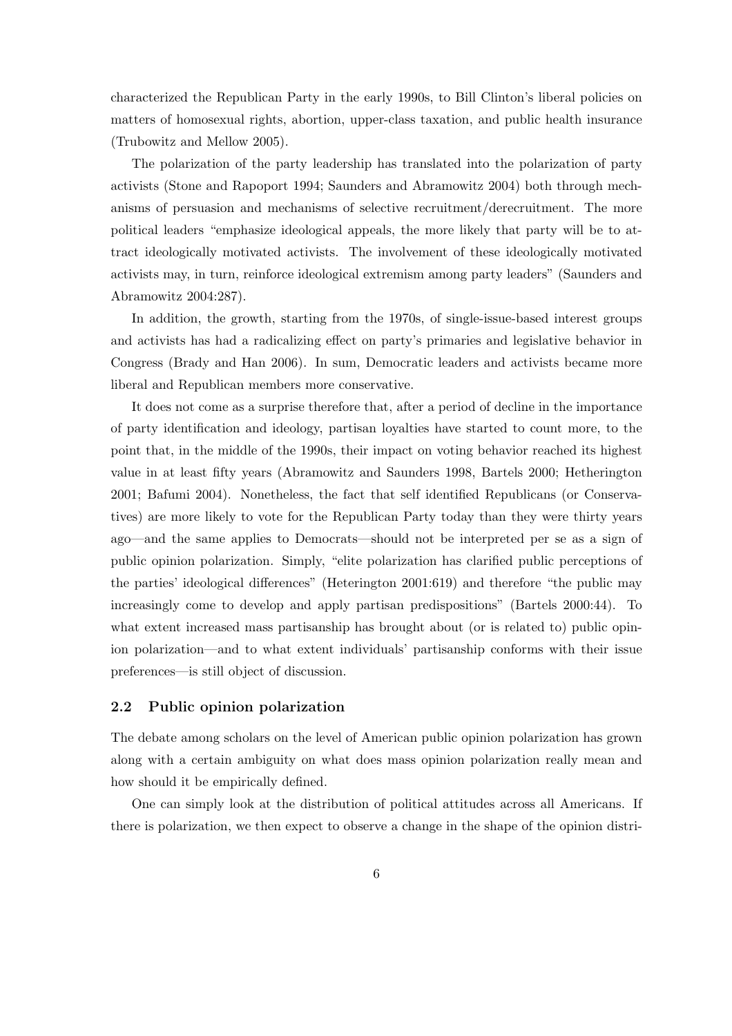characterized the Republican Party in the early 1990s, to Bill Clinton's liberal policies on matters of homosexual rights, abortion, upper-class taxation, and public health insurance (Trubowitz and Mellow 2005).

The polarization of the party leadership has translated into the polarization of party activists (Stone and Rapoport 1994; Saunders and Abramowitz 2004) both through mechanisms of persuasion and mechanisms of selective recruitment/derecruitment. The more political leaders "emphasize ideological appeals, the more likely that party will be to attract ideologically motivated activists. The involvement of these ideologically motivated activists may, in turn, reinforce ideological extremism among party leaders" (Saunders and Abramowitz 2004:287).

In addition, the growth, starting from the 1970s, of single-issue-based interest groups and activists has had a radicalizing effect on party's primaries and legislative behavior in Congress (Brady and Han 2006). In sum, Democratic leaders and activists became more liberal and Republican members more conservative.

It does not come as a surprise therefore that, after a period of decline in the importance of party identification and ideology, partisan loyalties have started to count more, to the point that, in the middle of the 1990s, their impact on voting behavior reached its highest value in at least fifty years (Abramowitz and Saunders 1998, Bartels 2000; Hetherington 2001; Bafumi 2004). Nonetheless, the fact that self identified Republicans (or Conservatives) are more likely to vote for the Republican Party today than they were thirty years ago—and the same applies to Democrats—should not be interpreted per se as a sign of public opinion polarization. Simply, "elite polarization has clarified public perceptions of the parties' ideological differences" (Heterington 2001:619) and therefore "the public may increasingly come to develop and apply partisan predispositions" (Bartels 2000:44). To what extent increased mass partisanship has brought about (or is related to) public opinion polarization—and to what extent individuals' partisanship conforms with their issue preferences—is still object of discussion.

### 2.2 Public opinion polarization

The debate among scholars on the level of American public opinion polarization has grown along with a certain ambiguity on what does mass opinion polarization really mean and how should it be empirically defined.

One can simply look at the distribution of political attitudes across all Americans. If there is polarization, we then expect to observe a change in the shape of the opinion distri-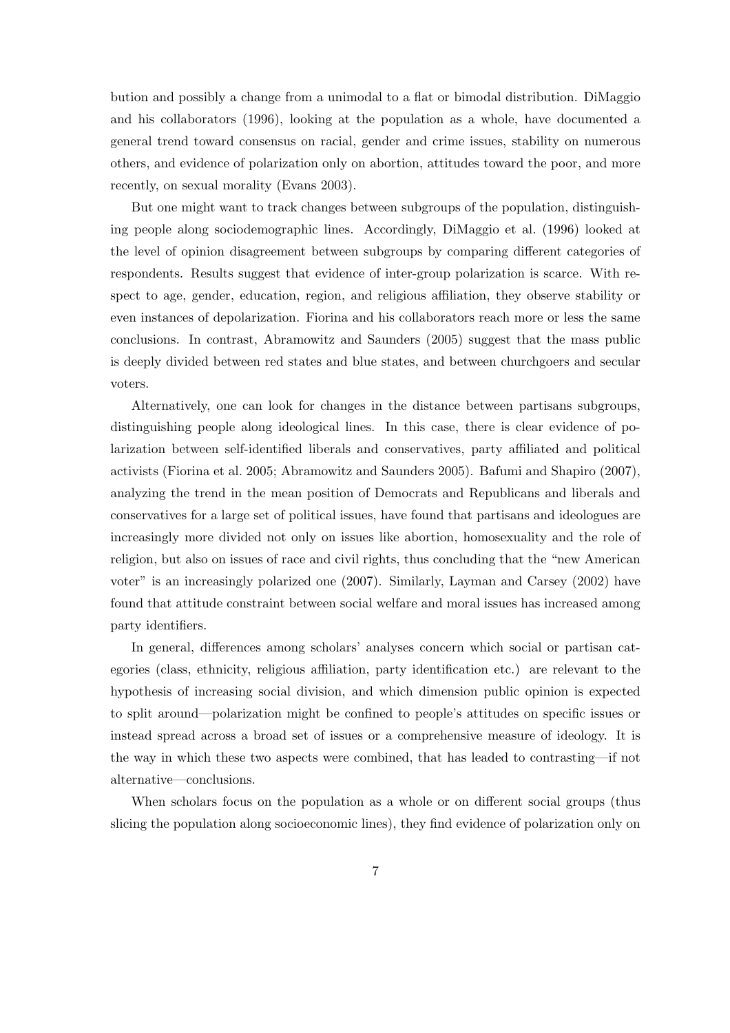bution and possibly a change from a unimodal to a flat or bimodal distribution. DiMaggio and his collaborators (1996), looking at the population as a whole, have documented a general trend toward consensus on racial, gender and crime issues, stability on numerous others, and evidence of polarization only on abortion, attitudes toward the poor, and more recently, on sexual morality (Evans 2003).

But one might want to track changes between subgroups of the population, distinguishing people along sociodemographic lines. Accordingly, DiMaggio et al. (1996) looked at the level of opinion disagreement between subgroups by comparing different categories of respondents. Results suggest that evidence of inter-group polarization is scarce. With respect to age, gender, education, region, and religious affiliation, they observe stability or even instances of depolarization. Fiorina and his collaborators reach more or less the same conclusions. In contrast, Abramowitz and Saunders (2005) suggest that the mass public is deeply divided between red states and blue states, and between churchgoers and secular voters.

Alternatively, one can look for changes in the distance between partisans subgroups, distinguishing people along ideological lines. In this case, there is clear evidence of polarization between self-identified liberals and conservatives, party affiliated and political activists (Fiorina et al. 2005; Abramowitz and Saunders 2005). Bafumi and Shapiro (2007), analyzing the trend in the mean position of Democrats and Republicans and liberals and conservatives for a large set of political issues, have found that partisans and ideologues are increasingly more divided not only on issues like abortion, homosexuality and the role of religion, but also on issues of race and civil rights, thus concluding that the "new American voter" is an increasingly polarized one (2007). Similarly, Layman and Carsey (2002) have found that attitude constraint between social welfare and moral issues has increased among party identifiers.

In general, differences among scholars' analyses concern which social or partisan categories (class, ethnicity, religious affiliation, party identification etc.) are relevant to the hypothesis of increasing social division, and which dimension public opinion is expected to split around—polarization might be confined to people's attitudes on specific issues or instead spread across a broad set of issues or a comprehensive measure of ideology. It is the way in which these two aspects were combined, that has leaded to contrasting—if not alternative—conclusions.

When scholars focus on the population as a whole or on different social groups (thus slicing the population along socioeconomic lines), they find evidence of polarization only on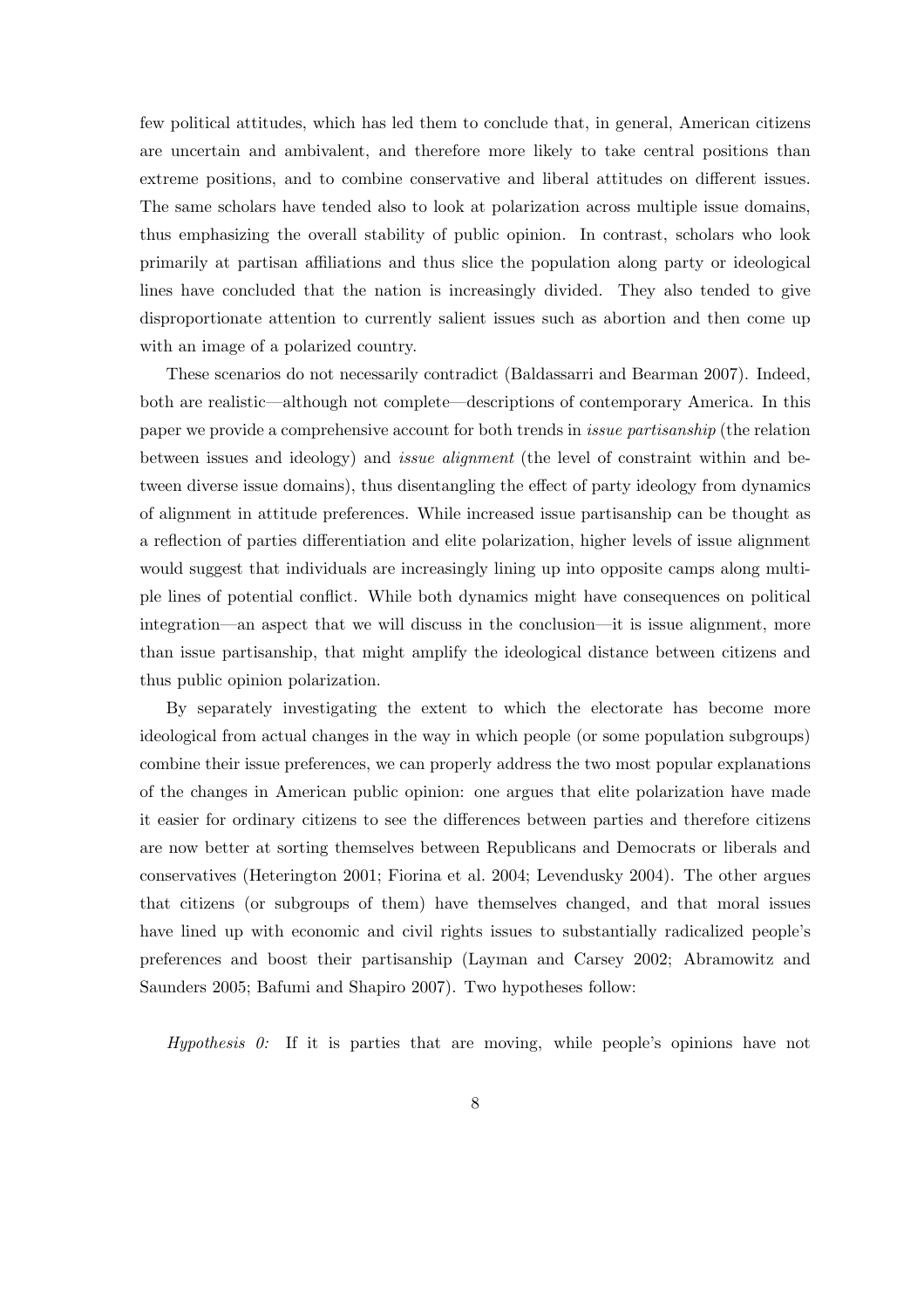few political attitudes, which has led them to conclude that, in general, American citizens are uncertain and ambivalent, and therefore more likely to take central positions than extreme positions, and to combine conservative and liberal attitudes on different issues. The same scholars have tended also to look at polarization across multiple issue domains, thus emphasizing the overall stability of public opinion. In contrast, scholars who look primarily at partisan affiliations and thus slice the population along party or ideological lines have concluded that the nation is increasingly divided. They also tended to give disproportionate attention to currently salient issues such as abortion and then come up with an image of a polarized country.

These scenarios do not necessarily contradict (Baldassarri and Bearman 2007). Indeed, both are realistic—although not complete—descriptions of contemporary America. In this paper we provide a comprehensive account for both trends in *issue partisanship* (the relation between issues and ideology) and *issue alignment* (the level of constraint within and between diverse issue domains), thus disentangling the effect of party ideology from dynamics of alignment in attitude preferences. While increased issue partisanship can be thought as a reflection of parties differentiation and elite polarization, higher levels of issue alignment would suggest that individuals are increasingly lining up into opposite camps along multiple lines of potential conflict. While both dynamics might have consequences on political integration—an aspect that we will discuss in the conclusion—it is issue alignment, more than issue partisanship, that might amplify the ideological distance between citizens and thus public opinion polarization.

By separately investigating the extent to which the electorate has become more ideological from actual changes in the way in which people (or some population subgroups) combine their issue preferences, we can properly address the two most popular explanations of the changes in American public opinion: one argues that elite polarization have made it easier for ordinary citizens to see the differences between parties and therefore citizens are now better at sorting themselves between Republicans and Democrats or liberals and conservatives (Heterington 2001; Fiorina et al. 2004; Levendusky 2004). The other argues that citizens (or subgroups of them) have themselves changed, and that moral issues have lined up with economic and civil rights issues to substantially radicalized people's preferences and boost their partisanship (Layman and Carsey 2002; Abramowitz and Saunders 2005; Bafumi and Shapiro 2007). Two hypotheses follow:

*Hypothesis 0:* If it is parties that are moving, while people's opinions have not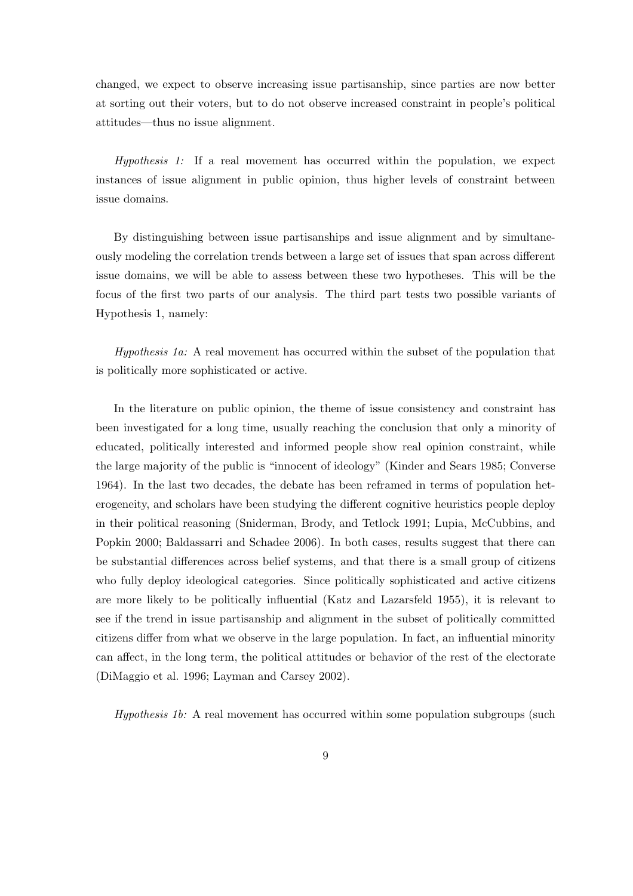changed, we expect to observe increasing issue partisanship, since parties are now better at sorting out their voters, but to do not observe increased constraint in people's political attitudes—thus no issue alignment.

*Hypothesis 1:* If a real movement has occurred within the population, we expect instances of issue alignment in public opinion, thus higher levels of constraint between issue domains.

By distinguishing between issue partisanships and issue alignment and by simultaneously modeling the correlation trends between a large set of issues that span across different issue domains, we will be able to assess between these two hypotheses. This will be the focus of the first two parts of our analysis. The third part tests two possible variants of Hypothesis 1, namely:

*Hypothesis 1a:* A real movement has occurred within the subset of the population that is politically more sophisticated or active.

In the literature on public opinion, the theme of issue consistency and constraint has been investigated for a long time, usually reaching the conclusion that only a minority of educated, politically interested and informed people show real opinion constraint, while the large majority of the public is "innocent of ideology" (Kinder and Sears 1985; Converse 1964). In the last two decades, the debate has been reframed in terms of population heterogeneity, and scholars have been studying the different cognitive heuristics people deploy in their political reasoning (Sniderman, Brody, and Tetlock 1991; Lupia, McCubbins, and Popkin 2000; Baldassarri and Schadee 2006). In both cases, results suggest that there can be substantial differences across belief systems, and that there is a small group of citizens who fully deploy ideological categories. Since politically sophisticated and active citizens are more likely to be politically influential (Katz and Lazarsfeld 1955), it is relevant to see if the trend in issue partisanship and alignment in the subset of politically committed citizens differ from what we observe in the large population. In fact, an influential minority can affect, in the long term, the political attitudes or behavior of the rest of the electorate (DiMaggio et al. 1996; Layman and Carsey 2002).

*Hypothesis 1b:* A real movement has occurred within some population subgroups (such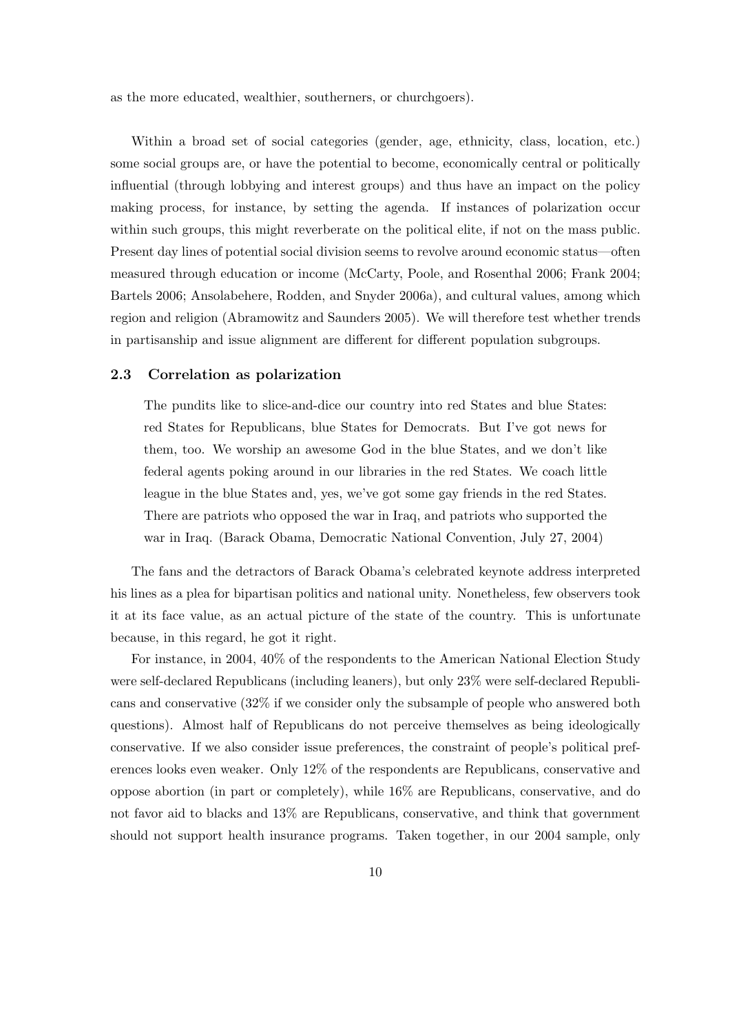as the more educated, wealthier, southerners, or churchgoers).

Within a broad set of social categories (gender, age, ethnicity, class, location, etc.) some social groups are, or have the potential to become, economically central or politically influential (through lobbying and interest groups) and thus have an impact on the policy making process, for instance, by setting the agenda. If instances of polarization occur within such groups, this might reverberate on the political elite, if not on the mass public. Present day lines of potential social division seems to revolve around economic status—often measured through education or income (McCarty, Poole, and Rosenthal 2006; Frank 2004; Bartels 2006; Ansolabehere, Rodden, and Snyder 2006a), and cultural values, among which region and religion (Abramowitz and Saunders 2005). We will therefore test whether trends in partisanship and issue alignment are different for different population subgroups.

### 2.3 Correlation as polarization

> The pundits like to slice-and-dice our country into red States and blue States: red States for Republicans, blue States for Democrats. But I've got news for them, too. We worship an awesome God in the blue States, and we don't like federal agents poking around in our libraries in the red States. We coach little league in the blue States and, yes, we've got some gay friends in the red States. There are patriots who opposed the war in Iraq, and patriots who supported the war in Iraq. (Barack Obama, Democratic National Convention, July 27, 2004)

The fans and the detractors of Barack Obama's celebrated keynote address interpreted his lines as a plea for bipartisan politics and national unity. Nonetheless, few observers took it at its face value, as an actual picture of the state of the country. This is unfortunate because, in this regard, he got it right.

For instance, in 2004, 40% of the respondents to the American National Election Study were self-declared Republicans (including leaners), but only 23% were self-declared Republicans and conservative (32% if we consider only the subsample of people who answered both questions). Almost half of Republicans do not perceive themselves as being ideologically conservative. If we also consider issue preferences, the constraint of people's political preferences looks even weaker. Only 12% of the respondents are Republicans, conservative and oppose abortion (in part or completely), while 16% are Republicans, conservative, and do not favor aid to blacks and 13% are Republicans, conservative, and think that government should not support health insurance programs. Taken together, in our 2004 sample, only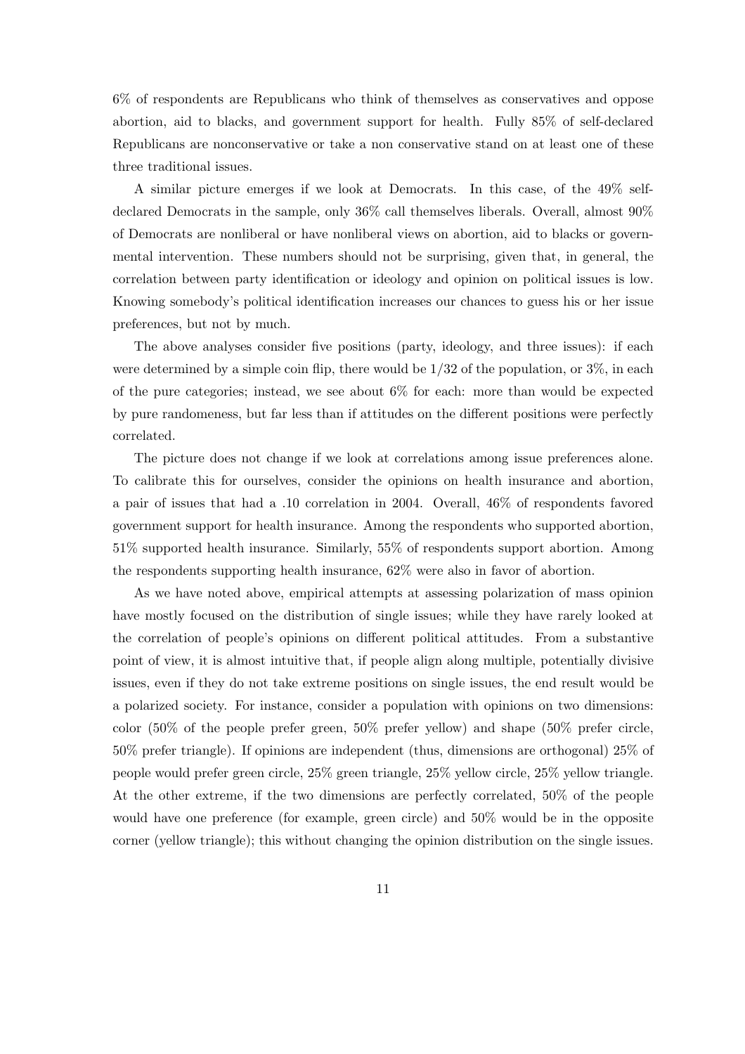6% of respondents are Republicans who think of themselves as conservatives and oppose abortion, aid to blacks, and government support for health. Fully 85% of self-declared Republicans are nonconservative or take a non conservative stand on at least one of these three traditional issues.

A similar picture emerges if we look at Democrats. In this case, of the 49% self-declared Democrats in the sample, only 36% call themselves liberals. Overall, almost 90% of Democrats are nonliberal or have nonliberal views on abortion, aid to blacks or governmental intervention. These numbers should not be surprising, given that, in general, the correlation between party identification or ideology and opinion on political issues is low. Knowing somebody's political identification increases our chances to guess his or her issue preferences, but not by much.

The above analyses consider five positions (party, ideology, and three issues): if each were determined by a simple coin flip, there would be 1/32 of the population, or 3%, in each of the pure categories; instead, we see about 6% for each: more than would be expected by pure randomeness, but far less than if attitudes on the different positions were perfectly correlated.

The picture does not change if we look at correlations among issue preferences alone. To calibrate this for ourselves, consider the opinions on health insurance and abortion, a pair of issues that had a .10 correlation in 2004. Overall, 46% of respondents favored government support for health insurance. Among the respondents who supported abortion, 51% supported health insurance. Similarly, 55% of respondents support abortion. Among the respondents supporting health insurance, 62% were also in favor of abortion.

As we have noted above, empirical attempts at assessing polarization of mass opinion have mostly focused on the distribution of single issues; while they have rarely looked at the correlation of people's opinions on different political attitudes. From a substantive point of view, it is almost intuitive that, if people align along multiple, potentially divisive issues, even if they do not take extreme positions on single issues, the end result would be a polarized society. For instance, consider a population with opinions on two dimensions: color (50% of the people prefer green, 50% prefer yellow) and shape (50% prefer circle, 50% prefer triangle). If opinions are independent (thus, dimensions are orthogonal) 25% of people would prefer green circle, 25% green triangle, 25% yellow circle, 25% yellow triangle. At the other extreme, if the two dimensions are perfectly correlated, 50% of the people would have one preference (for example, green circle) and 50% would be in the opposite corner (yellow triangle); this without changing the opinion distribution on the single issues.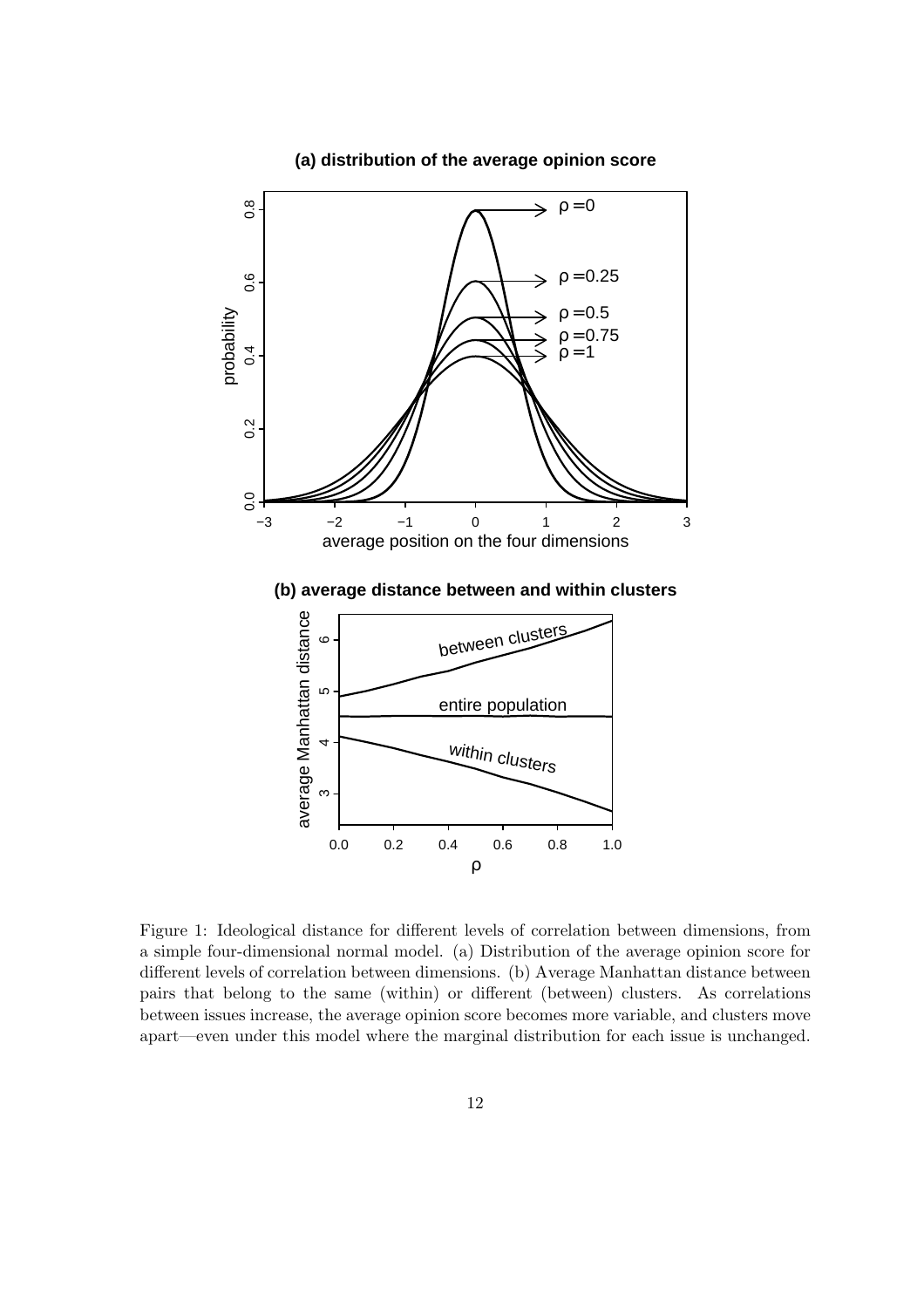Figure 1: Ideological distance for different levels of correlation between dimensions, from a simple four-dimensional normal model. (a) Distribution of the average opinion score for different levels of correlation between dimensions. (b) Average Manhattan distance between pairs that belong to the same (within) or different (between) clusters. As correlations between issues increase, the average opinion score becomes more variable, and clusters move apart—even under this model where the marginal distribution for each issue is unchanged.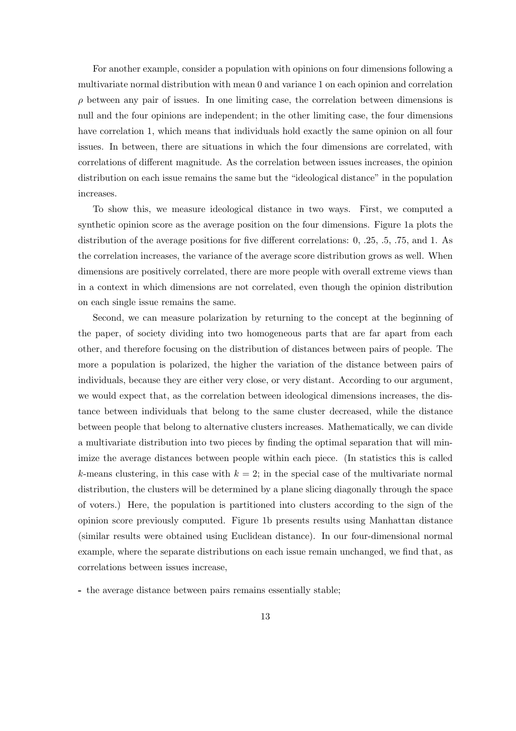For another example, consider a population with opinions on four dimensions following a multivariate normal distribution with mean 0 and variance 1 on each opinion and correlation $\rho$ between any pair of issues. In one limiting case, the correlation between dimensions is null and the four opinions are independent; in the other limiting case, the four dimensions have correlation 1, which means that individuals hold exactly the same opinion on all four issues. In between, there are situations in which the four dimensions are correlated, with correlations of different magnitude. As the correlation between issues increases, the opinion distribution on each issue remains the same but the "ideological distance" in the population increases.

To show this, we measure ideological distance in two ways. First, we computed a synthetic opinion score as the average position on the four dimensions. Figure 1a plots the distribution of the average positions for five different correlations: 0, .25, .5, .75, and 1. As the correlation increases, the variance of the average score distribution grows as well. When dimensions are positively correlated, there are more people with overall extreme views than in a context in which dimensions are not correlated, even though the opinion distribution on each single issue remains the same.

Second, we can measure polarization by returning to the concept at the beginning of the paper, of society dividing into two homogeneous parts that are far apart from each other, and therefore focusing on the distribution of distances between pairs of people. The more a population is polarized, the higher the variation of the distance between pairs of individuals, because they are either very close, or very distant. According to our argument, we would expect that, as the correlation between ideological dimensions increases, the distance between individuals that belong to the same cluster decreased, while the distance between people that belong to alternative clusters increases. Mathematically, we can divide a multivariate distribution into two pieces by finding the optimal separation that will minimize the average distances between people within each piece. (In statistics this is called $k$-means clustering, in this case with $k = 2$; in the special case of the multivariate normal distribution, the clusters will be determined by a plane slicing diagonally through the space of voters.) Here, the population is partitioned into clusters according to the sign of the opinion score previously computed. Figure 1b presents results using Manhattan distance (similar results were obtained using Euclidean distance). In our four-dimensional normal example, where the separate distributions on each issue remain unchanged, we find that, as correlations between issues increase,

- the average distance between pairs remains essentially stable;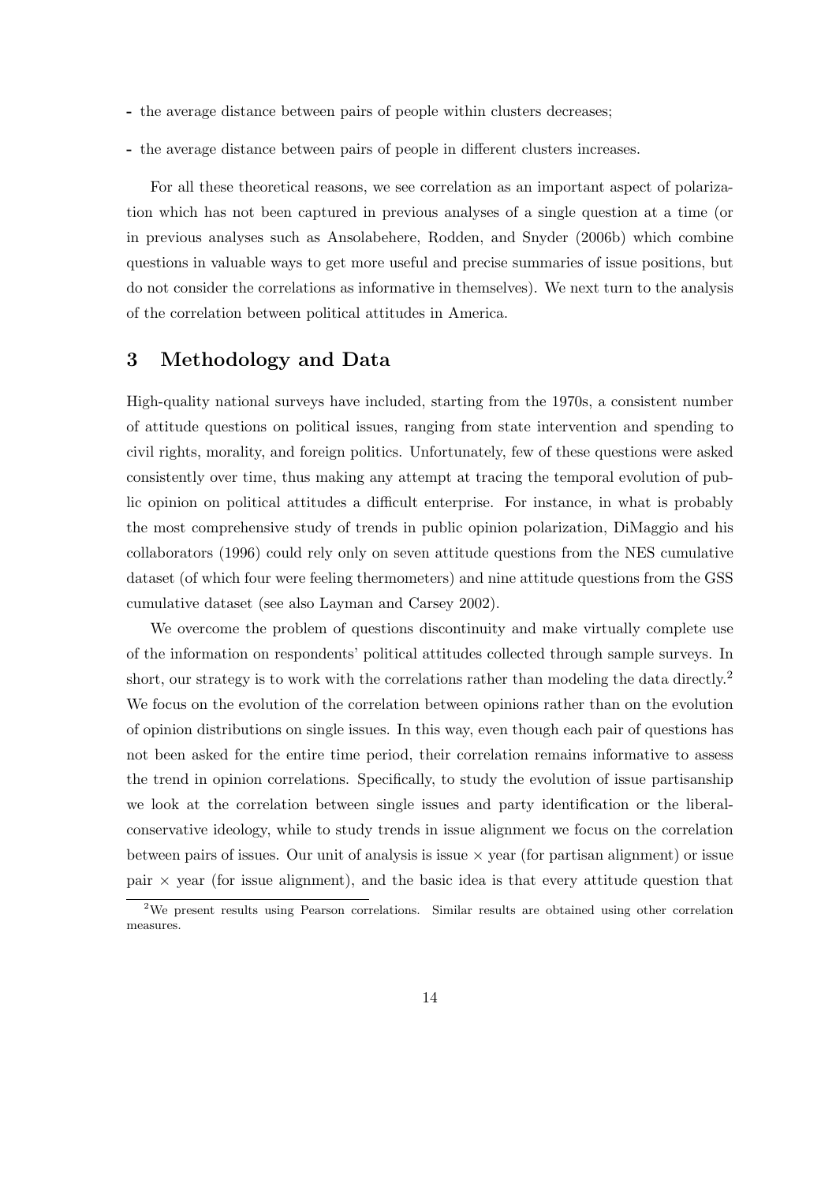- the average distance between pairs of people within clusters decreases;

- the average distance between pairs of people in different clusters increases.

For all these theoretical reasons, we see correlation as an important aspect of polarization which has not been captured in previous analyses of a single question at a time (or in previous analyses such as Ansolabehere, Rodden, and Snyder (2006b) which combine questions in valuable ways to get more useful and precise summaries of issue positions, but do not consider the correlations as informative in themselves). We next turn to the analysis of the correlation between political attitudes in America.

## 3 Methodology and Data

High-quality national surveys have included, starting from the 1970s, a consistent number of attitude questions on political issues, ranging from state intervention and spending to civil rights, morality, and foreign politics. Unfortunately, few of these questions were asked consistently over time, thus making any attempt at tracing the temporal evolution of public opinion on political attitudes a difficult enterprise. For instance, in what is probably the most comprehensive study of trends in public opinion polarization, DiMaggio and his collaborators (1996) could rely only on seven attitude questions from the NES cumulative dataset (of which four were feeling thermometers) and nine attitude questions from the GSS cumulative dataset (see also Layman and Carsey 2002).

We overcome the problem of questions discontinuity and make virtually complete use of the information on respondents' political attitudes collected through sample surveys. In short, our strategy is to work with the correlations rather than modeling the data directly.[2] We focus on the evolution of the correlation between opinions rather than on the evolution of opinion distributions on single issues. In this way, even though each pair of questions has not been asked for the entire time period, their correlation remains informative to assess the trend in opinion correlations. Specifically, to study the evolution of issue partisanship we look at the correlation between single issues and party identification or the liberal-conservative ideology, while to study trends in issue alignment we focus on the correlation between pairs of issues. Our unit of analysis is issue $\times$ year (for partisan alignment) or issue pair $\times$ year (for issue alignment), and the basic idea is that every attitude question that

[2] We present results using Pearson correlations. Similar results are obtained using other correlation measures.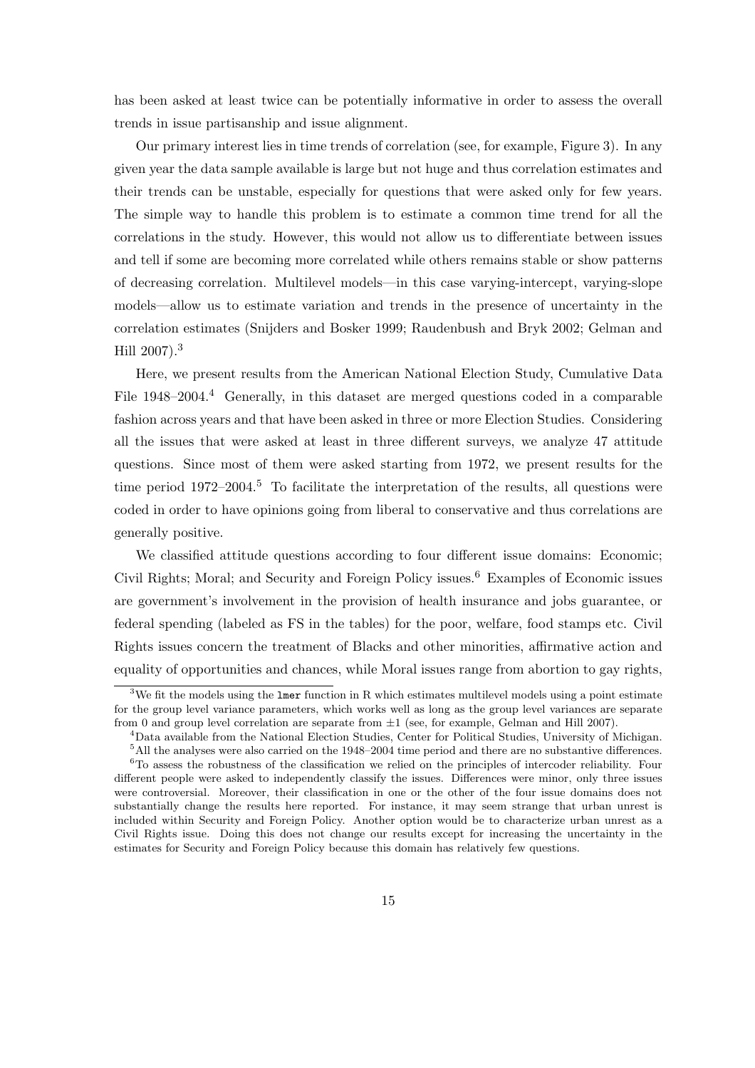has been asked at least twice can be potentially informative in order to assess the overall trends in issue partisanship and issue alignment.

Our primary interest lies in time trends of correlation (see, for example, Figure 3). In any given year the data sample available is large but not huge and thus correlation estimates and their trends can be unstable, especially for questions that were asked only for few years. The simple way to handle this problem is to estimate a common time trend for all the correlations in the study. However, this would not allow us to differentiate between issues and tell if some are becoming more correlated while others remains stable or show patterns of decreasing correlation. Multilevel models—in this case varying-intercept, varying-slope models—allow us to estimate variation and trends in the presence of uncertainty in the correlation estimates (Snijders and Bosker 1999; Raudenbush and Bryk 2002; Gelman and Hill 2007).[3]

Here, we present results from the American National Election Study, Cumulative Data File 1948–2004.[4] Generally, in this dataset are merged questions coded in a comparable fashion across years and that have been asked in three or more Election Studies. Considering all the issues that were asked at least in three different surveys, we analyze 47 attitude questions. Since most of them were asked starting from 1972, we present results for the time period 1972–2004.[5] To facilitate the interpretation of the results, all questions were coded in order to have opinions going from liberal to conservative and thus correlations are generally positive.

We classified attitude questions according to four different issue domains: Economic; Civil Rights; Moral; and Security and Foreign Policy issues.[6] Examples of Economic issues are government's involvement in the provision of health insurance and jobs guarantee, or federal spending (labeled as FS in the tables) for the poor, welfare, food stamps etc. Civil Rights issues concern the treatment of Blacks and other minorities, affirmative action and equality of opportunities and chances, while Moral issues range from abortion to gay rights,

[3]We fit the models using the `lmer` function in R which estimates multilevel models using a point estimate for the group level variance parameters, which works well as long as the group level variances are separate from 0 and group level correlation are separate from $\pm 1$ (see, for example, Gelman and Hill 2007).

[4]Data available from the National Election Studies, Center for Political Studies, University of Michigan.

[5]All the analyses were also carried on the 1948–2004 time period and there are no substantive differences.

[6]To assess the robustness of the classification we relied on the principles of intercoder reliability. Four different people were asked to independently classify the issues. Differences were minor, only three issues were controversial. Moreover, their classification in one or the other of the four issue domains does not substantially change the results here reported. For instance, it may seem strange that urban unrest is included within Security and Foreign Policy. Another option would be to characterize urban unrest as a Civil Rights issue. Doing this does not change our results except for increasing the uncertainty in the estimates for Security and Foreign Policy because this domain has relatively few questions.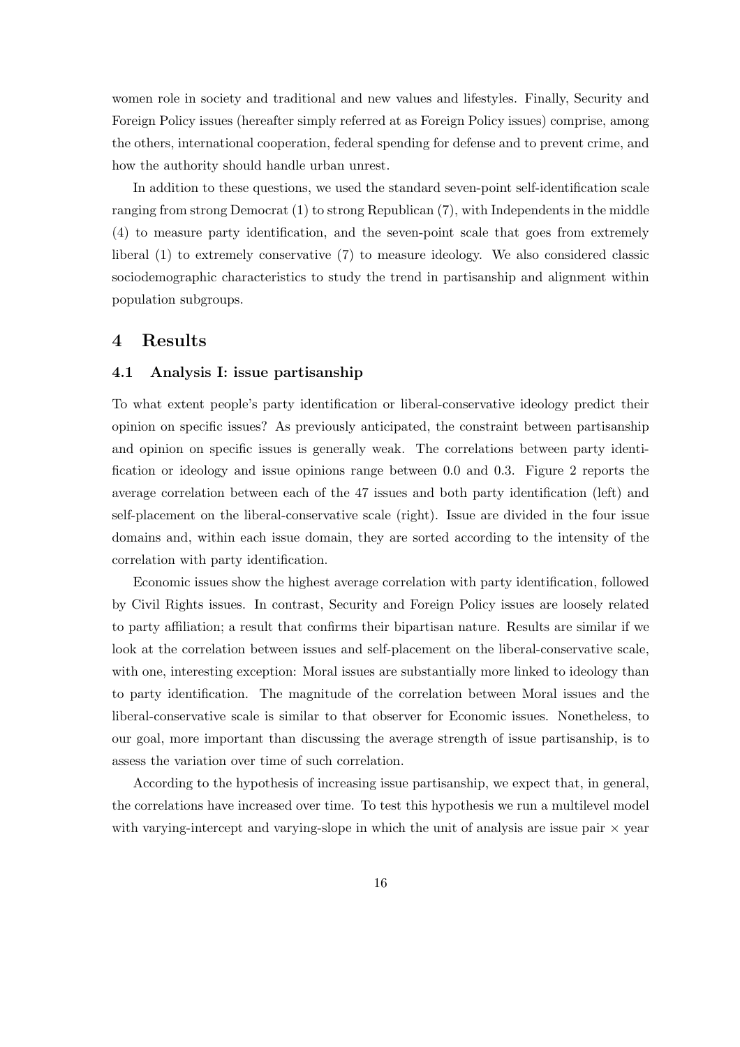women role in society and traditional and new values and lifestyles. Finally, Security and Foreign Policy issues (hereafter simply referred at as Foreign Policy issues) comprise, among the others, international cooperation, federal spending for defense and to prevent crime, and how the authority should handle urban unrest.

In addition to these questions, we used the standard seven-point self-identification scale ranging from strong Democrat (1) to strong Republican (7), with Independents in the middle (4) to measure party identification, and the seven-point scale that goes from extremely liberal (1) to extremely conservative (7) to measure ideology. We also considered classic sociodemographic characteristics to study the trend in partisanship and alignment within population subgroups.

## 4 Results

### 4.1 Analysis I: issue partisanship

To what extent people's party identification or liberal-conservative ideology predict their opinion on specific issues? As previously anticipated, the constraint between partisanship and opinion on specific issues is generally weak. The correlations between party identification or ideology and issue opinions range between 0.0 and 0.3. Figure 2 reports the average correlation between each of the 47 issues and both party identification (left) and self-placement on the liberal-conservative scale (right). Issue are divided in the four issue domains and, within each issue domain, they are sorted according to the intensity of the correlation with party identification.

Economic issues show the highest average correlation with party identification, followed by Civil Rights issues. In contrast, Security and Foreign Policy issues are loosely related to party affiliation; a result that confirms their bipartisan nature. Results are similar if we look at the correlation between issues and self-placement on the liberal-conservative scale, with one, interesting exception: Moral issues are substantially more linked to ideology than to party identification. The magnitude of the correlation between Moral issues and the liberal-conservative scale is similar to that observer for Economic issues. Nonetheless, to our goal, more important than discussing the average strength of issue partisanship, is to assess the variation over time of such correlation.

According to the hypothesis of increasing issue partisanship, we expect that, in general, the correlations have increased over time. To test this hypothesis we run a multilevel model with varying-intercept and varying-slope in which the unit of analysis are issue pair $\times$ year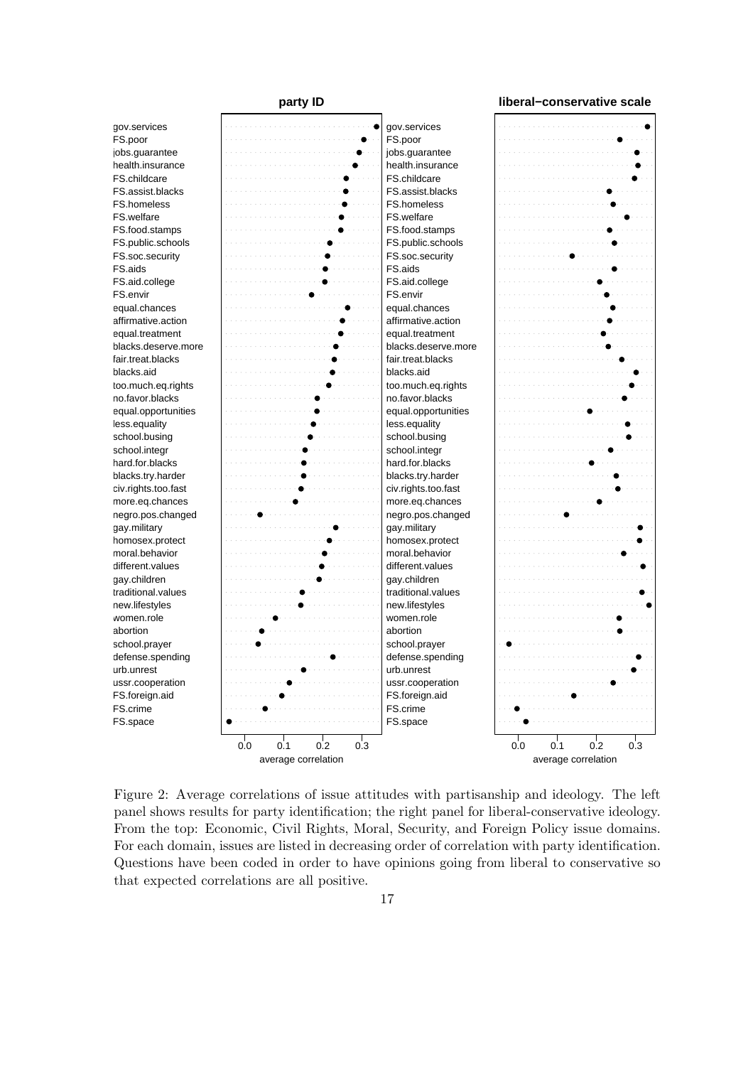Figure 2: Average correlations of issue attitudes with partisanship and ideology. The left panel shows results for party identification; the right panel for liberal-conservative ideology. From the top: Economic, Civil Rights, Moral, Security, and Foreign Policy issue domains. For each domain, issues are listed in decreasing order of correlation with party identification. Questions have been coded in order to have opinions going from liberal to conservative so that expected correlations are all positive.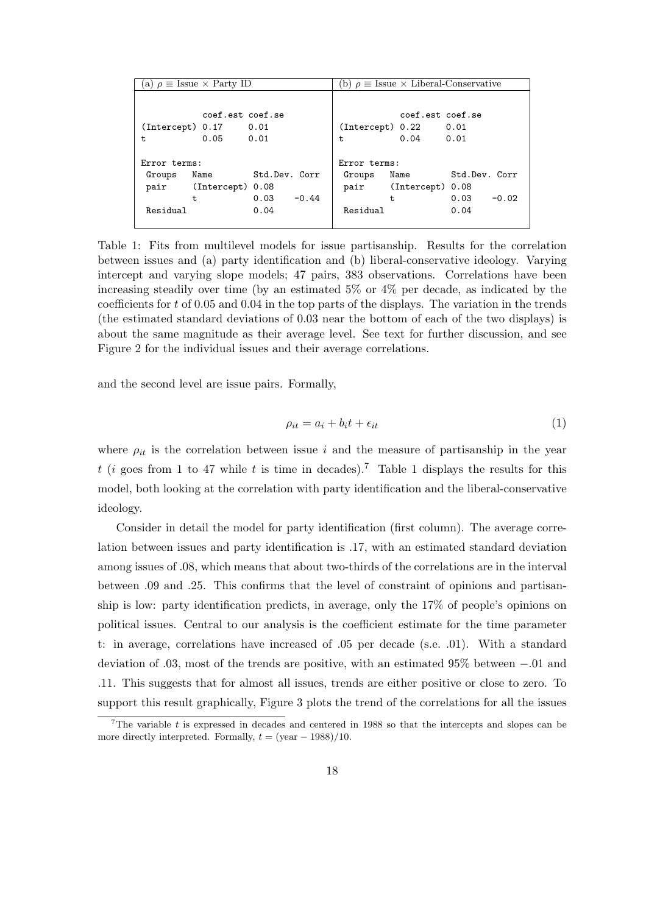| (a) $\rho \equiv$ Issue × Party ID | (b) $\rho \equiv$ Issue × Liberal-Conservative |
|---|---|
| <pre>            coef.est coef.se<br>(Intercept) 0.17     0.01<br>t           0.05     0.01<br><br>Error terms:<br> Groups   Name        Std.Dev. Corr<br> pair     (Intercept) 0.08<br>          t           0.03     -0.44<br> Residual             0.04</pre> | <pre>            coef.est coef.se<br>(Intercept) 0.22     0.01<br>t           0.04     0.01<br><br>Error terms:<br> Groups   Name        Std.Dev. Corr<br> pair     (Intercept) 0.08<br>          t           0.03     -0.02<br> Residual             0.04</pre> |

Table 1: Fits from multilevel models for issue partisanship. Results for the correlation between issues and (a) party identification and (b) liberal-conservative ideology. Varying intercept and varying slope models; 47 pairs, 383 observations. Correlations have been increasing steadily over time (by an estimated 5% or 4% per decade, as indicated by the coefficients for $t$ of 0.05 and 0.04 in the top parts of the displays. The variation in the trends (the estimated standard deviations of 0.03 near the bottom of each of the two displays) is about the same magnitude as their average level. See text for further discussion, and see Figure 2 for the individual issues and their average correlations.

and the second level are issue pairs. Formally,

$$\rho_{it} = a_i + b_i t + \epsilon_{it} \tag{1}$$

where $\rho_{it}$ is the correlation between issue $i$ and the measure of partisanship in the year $t$ ($i$ goes from 1 to 47 while $t$ is time in decades).[7] Table 1 displays the results for this model, both looking at the correlation with party identification and the liberal-conservative ideology.

Consider in detail the model for party identification (first column). The average correlation between issues and party identification is .17, with an estimated standard deviation among issues of .08, which means that about two-thirds of the correlations are in the interval between .09 and .25. This confirms that the level of constraint of opinions and partisanship is low: party identification predicts, in average, only the 17% of people's opinions on political issues. Central to our analysis is the coefficient estimate for the time parameter t: in average, correlations have increased of .05 per decade (s.e. .01). With a standard deviation of .03, most of the trends are positive, with an estimated 95% between −.01 and .11. This suggests that for almost all issues, trends are either positive or close to zero. To support this result graphically, Figure 3 plots the trend of the correlations for all the issues

[7] The variable $t$ is expressed in decades and centered in 1988 so that the intercepts and slopes can be more directly interpreted. Formally, $t = (\text{year} - 1988)/10$.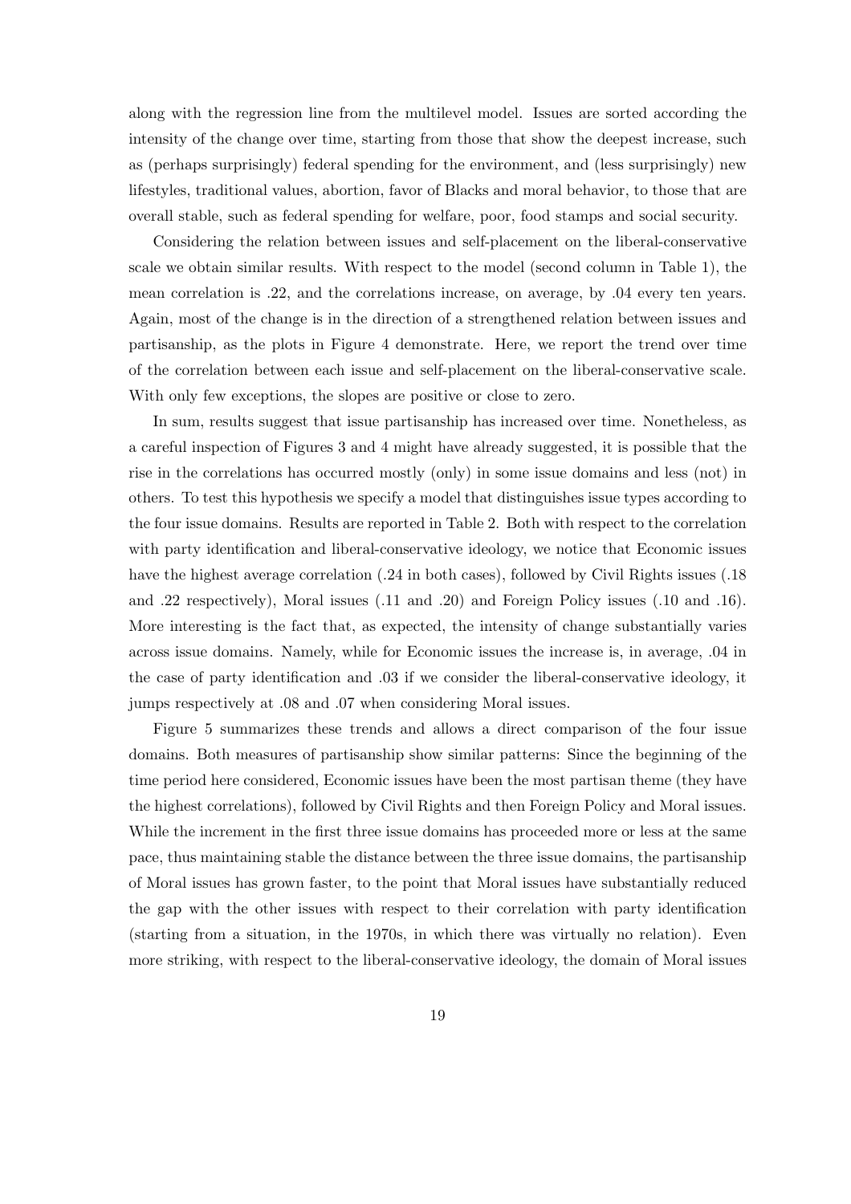along with the regression line from the multilevel model. Issues are sorted according the intensity of the change over time, starting from those that show the deepest increase, such as (perhaps surprisingly) federal spending for the environment, and (less surprisingly) new lifestyles, traditional values, abortion, favor of Blacks and moral behavior, to those that are overall stable, such as federal spending for welfare, poor, food stamps and social security.

Considering the relation between issues and self-placement on the liberal-conservative scale we obtain similar results. With respect to the model (second column in Table 1), the mean correlation is .22, and the correlations increase, on average, by .04 every ten years. Again, most of the change is in the direction of a strengthened relation between issues and partisanship, as the plots in Figure 4 demonstrate. Here, we report the trend over time of the correlation between each issue and self-placement on the liberal-conservative scale. With only few exceptions, the slopes are positive or close to zero.

In sum, results suggest that issue partisanship has increased over time. Nonetheless, as a careful inspection of Figures 3 and 4 might have already suggested, it is possible that the rise in the correlations has occurred mostly (only) in some issue domains and less (not) in others. To test this hypothesis we specify a model that distinguishes issue types according to the four issue domains. Results are reported in Table 2. Both with respect to the correlation with party identification and liberal-conservative ideology, we notice that Economic issues have the highest average correlation (.24 in both cases), followed by Civil Rights issues (.18 and .22 respectively), Moral issues (.11 and .20) and Foreign Policy issues (.10 and .16). More interesting is the fact that, as expected, the intensity of change substantially varies across issue domains. Namely, while for Economic issues the increase is, in average, .04 in the case of party identification and .03 if we consider the liberal-conservative ideology, it jumps respectively at .08 and .07 when considering Moral issues.

Figure 5 summarizes these trends and allows a direct comparison of the four issue domains. Both measures of partisanship show similar patterns: Since the beginning of the time period here considered, Economic issues have been the most partisan theme (they have the highest correlations), followed by Civil Rights and then Foreign Policy and Moral issues. While the increment in the first three issue domains has proceeded more or less at the same pace, thus maintaining stable the distance between the three issue domains, the partisanship of Moral issues has grown faster, to the point that Moral issues have substantially reduced the gap with the other issues with respect to their correlation with party identification (starting from a situation, in the 1970s, in which there was virtually no relation). Even more striking, with respect to the liberal-conservative ideology, the domain of Moral issues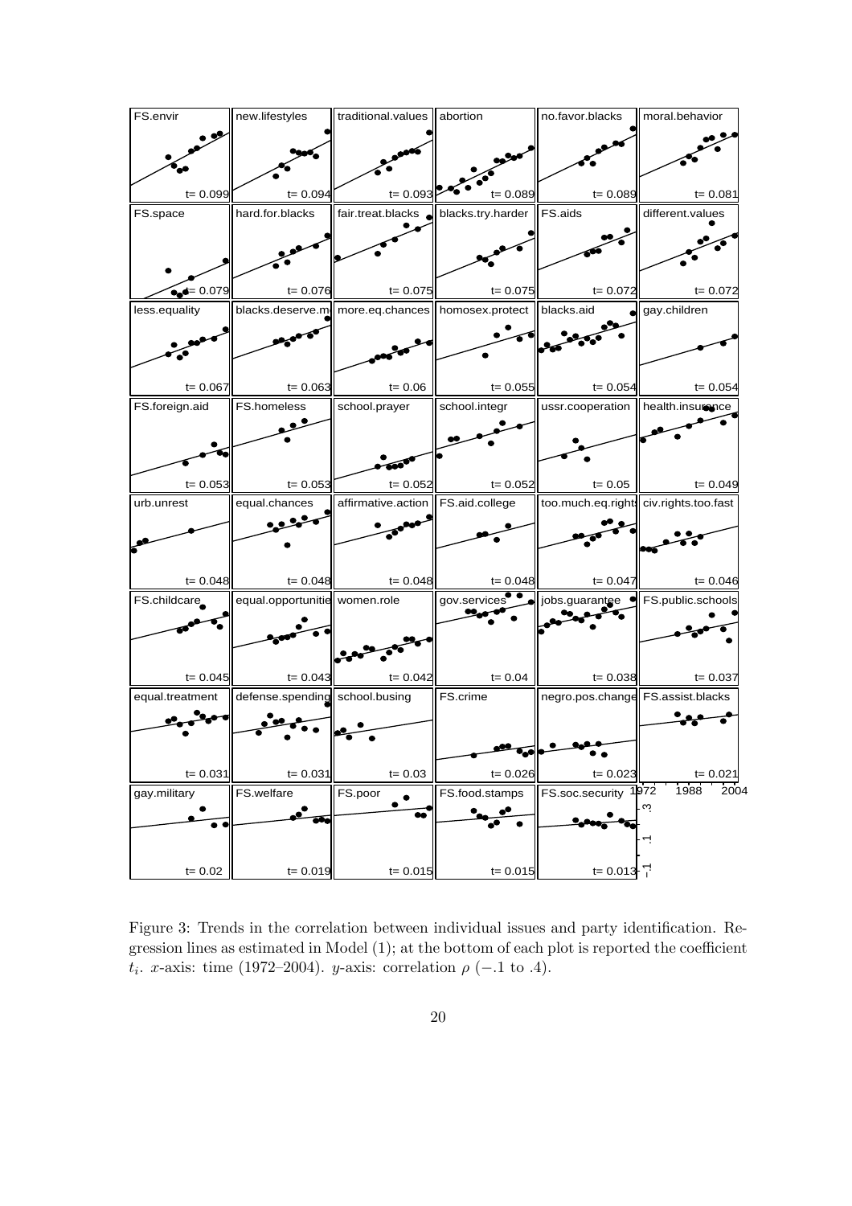Figure 3: Trends in the correlation between individual issues and party identification. Regression lines as estimated in Model (1); at the bottom of each plot is reported the coefficient $t_i$. $x$-axis: time (1972–2004). $y$-axis: correlation $\rho$ ($-.1$ to $.4$).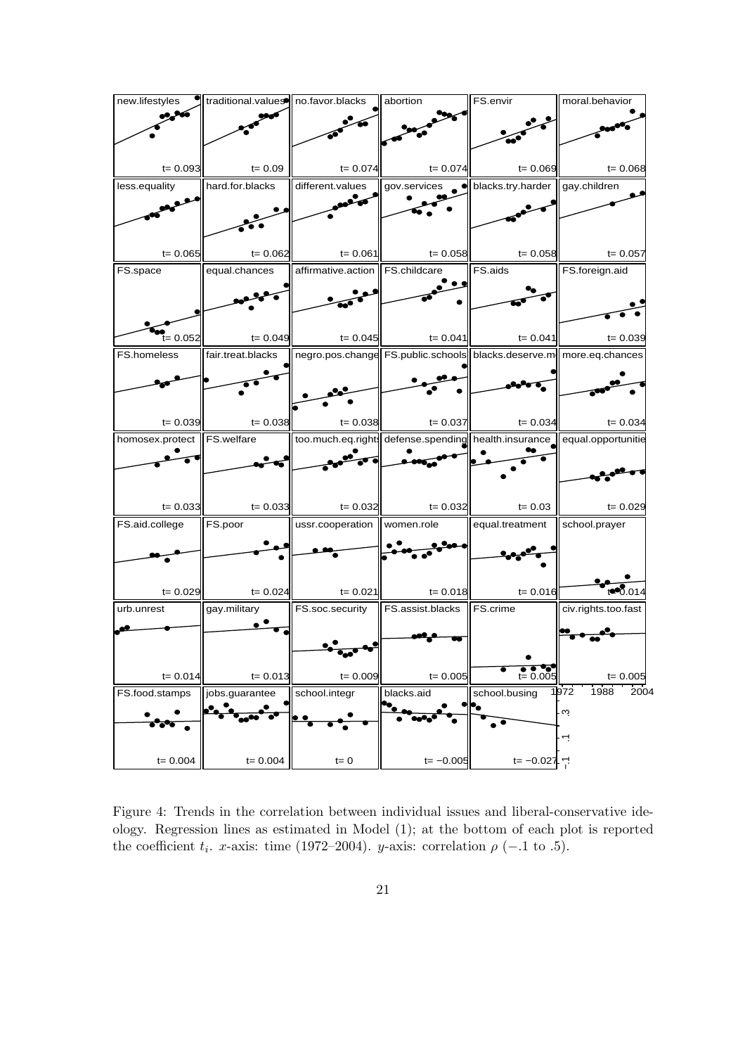Figure 4: Trends in the correlation between individual issues and liberal-conservative ideology. Regression lines as estimated in Model (1); at the bottom of each plot is reported the coefficient $t_i$. $x$-axis: time (1972–2004). $y$-axis: correlation $\rho$ ($-.1$ to $.5$).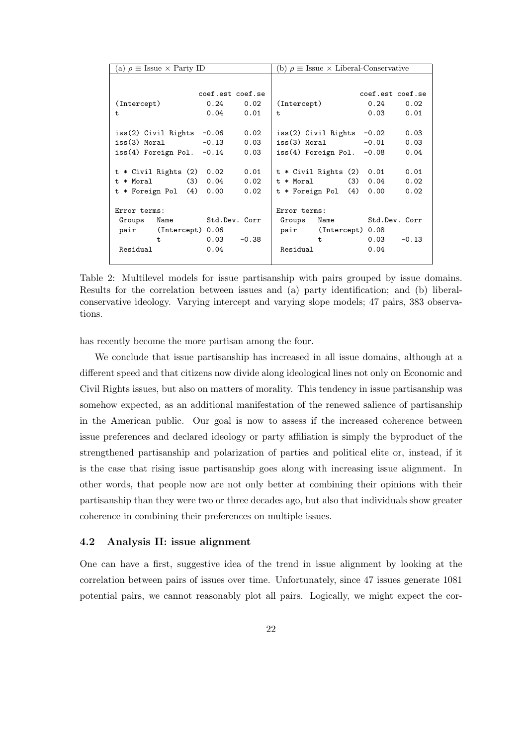| (a) $\rho \equiv$ Issue $\times$ Party ID | | | (b) $\rho \equiv$ Issue $\times$ Liberal-Conservative | | |
|---|---|---|---|---|---|
| | coef.est | coef.se | | coef.est | coef.se |
| (Intercept) | 0.24 | 0.02 | (Intercept) | 0.24 | 0.02 |
| t | 0.04 | 0.01 | t | 0.03 | 0.01 |
| iss(2) Civil Rights | -0.06 | 0.02 | iss(2) Civil Rights | -0.02 | 0.03 |
| iss(3) Moral | -0.13 | 0.03 | iss(3) Moral | -0.01 | 0.03 |
| iss(4) Foreign Pol. | -0.14 | 0.03 | iss(4) Foreign Pol. | -0.08 | 0.04 |
| t * Civil Rights (2) | 0.02 | 0.01 | t * Civil Rights (2) | 0.01 | 0.01 |
| t * Moral (3) | 0.04 | 0.02 | t * Moral (3) | 0.04 | 0.02 |
| t * Foreign Pol (4) | 0.00 | 0.02 | t * Foreign Pol (4) | 0.00 | 0.02 |
| Error terms: | | | Error terms: | | |
| Groups Name | Std.Dev. | Corr | Groups Name | Std.Dev. | Corr |
| pair (Intercept) | 0.06 | | pair (Intercept) | 0.08 | |
| t | 0.03 | -0.38 | t | 0.03 | -0.13 |
| Residual | 0.04 | | Residual | 0.04 | |

Table 2: Multilevel models for issue partisanship with pairs grouped by issue domains. Results for the correlation between issues and (a) party identification; and (b) liberal-conservative ideology. Varying intercept and varying slope models; 47 pairs, 383 observations.

has recently become the more partisan among the four.

We conclude that issue partisanship has increased in all issue domains, although at a different speed and that citizens now divide along ideological lines not only on Economic and Civil Rights issues, but also on matters of morality. This tendency in issue partisanship was somehow expected, as an additional manifestation of the renewed salience of partisanship in the American public. Our goal is now to assess if the increased coherence between issue preferences and declared ideology or party affiliation is simply the byproduct of the strengthened partisanship and polarization of parties and political elite or, instead, if it is the case that rising issue partisanship goes along with increasing issue alignment. In other words, that people now are not only better at combining their opinions with their partisanship than they were two or three decades ago, but also that individuals show greater coherence in combining their preferences on multiple issues.

### 4.2 Analysis II: issue alignment

One can have a first, suggestive idea of the trend in issue alignment by looking at the correlation between pairs of issues over time. Unfortunately, since 47 issues generate 1081 potential pairs, we cannot reasonably plot all pairs. Logically, we might expect the cor-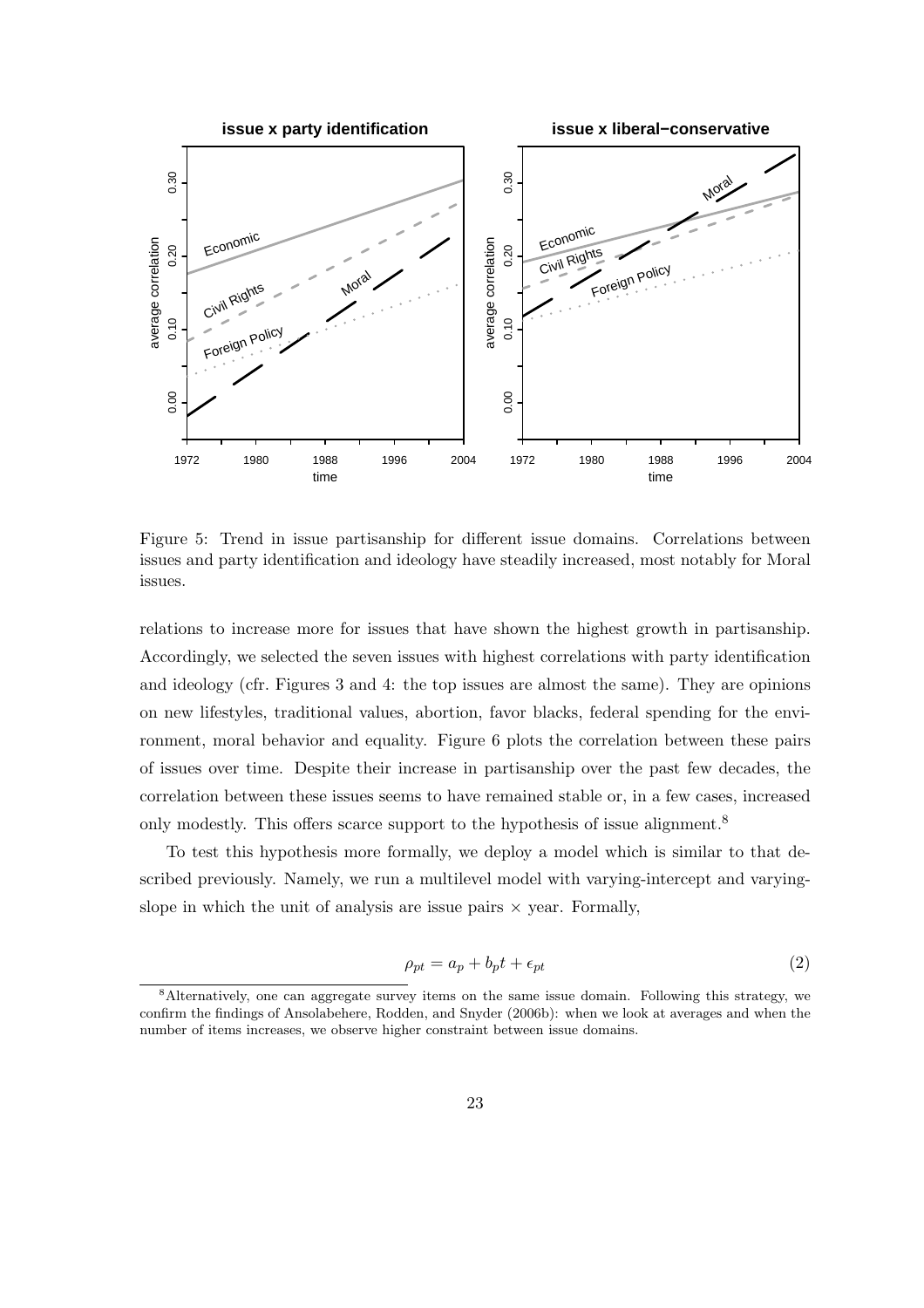Figure 5: Trend in issue partisanship for different issue domains. Correlations between issues and party identification and ideology have steadily increased, most notably for Moral issues.

relations to increase more for issues that have shown the highest growth in partisanship. Accordingly, we selected the seven issues with highest correlations with party identification and ideology (cfr. Figures 3 and 4: the top issues are almost the same). They are opinions on new lifestyles, traditional values, abortion, favor blacks, federal spending for the environment, moral behavior and equality. Figure 6 plots the correlation between these pairs of issues over time. Despite their increase in partisanship over the past few decades, the correlation between these issues seems to have remained stable or, in a few cases, increased only modestly. This offers scarce support to the hypothesis of issue alignment.[8]

To test this hypothesis more formally, we deploy a model which is similar to that described previously. Namely, we run a multilevel model with varying-intercept and varying-slope in which the unit of analysis are issue pairs × year. Formally,

$$\rho_{pt} = a_p + b_p t + \epsilon_{pt} \tag{2}$$

[8]Alternatively, one can aggregate survey items on the same issue domain. Following this strategy, we confirm the findings of Ansolabehere, Rodden, and Snyder (2006b): when we look at averages and when the number of items increases, we observe higher constraint between issue domains.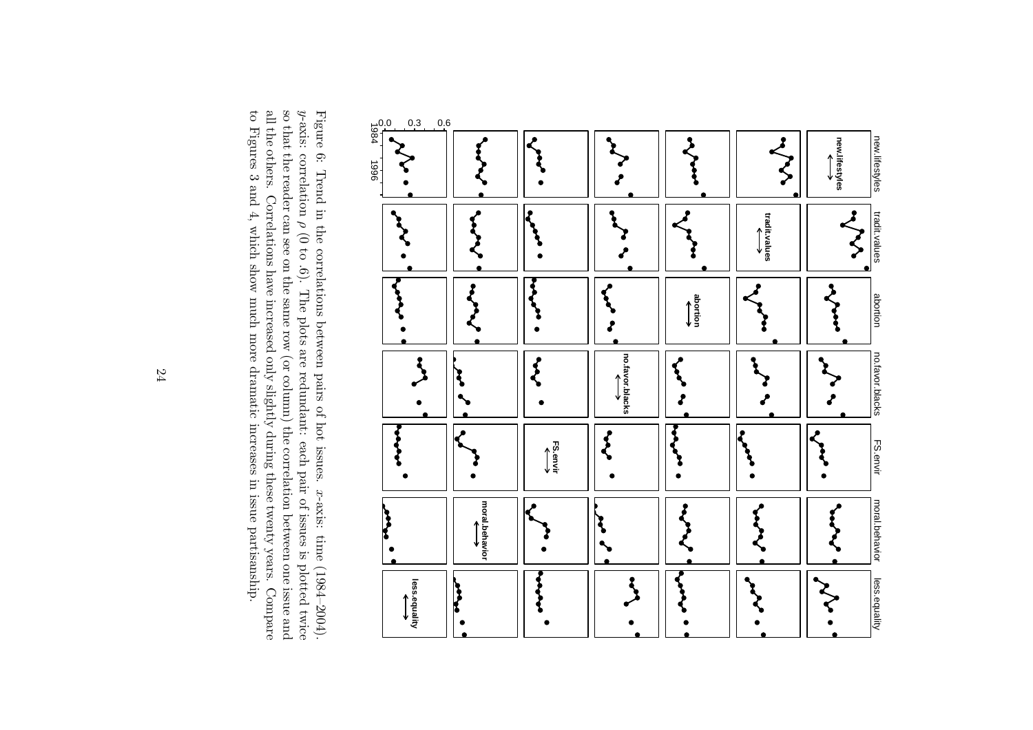Figure 6: Trend in the correlations between pairs of hot issues. $x$-axis: time (1984–2004). $y$-axis: correlation $\rho$ (0 to .6). The plots are redundant: each pair of issues is plotted twice so that the reader can see on the same row (or column) the correlation between one issue and all the others. Correlations have increased only slightly during these twenty years. Compare to Figures 3 and 4, which show much more dramatic increases in issue partisanship.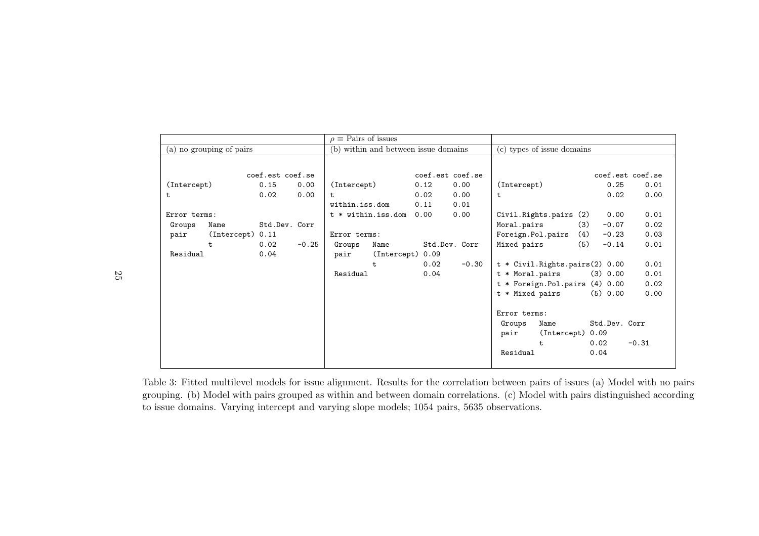| | $\rho \equiv$ Pairs of issues | |
|---|---|---|
| (a) no grouping of pairs | (b) within and between issue domains | (c) types of issue domains |

**(a) no grouping of pairs**

```
                  coef.est coef.se
(Intercept)          0.15     0.00
t                    0.02     0.00

Error terms:
 Groups   Name        Std.Dev. Corr
 pair     (Intercept) 0.11
          t           0.02     -0.25
 Residual             0.04
```

**(b) within and between issue domains**

```
                   coef.est coef.se
(Intercept)          0.12     0.00
t                    0.02     0.00
within.iss.dom       0.11     0.01
t * within.iss.dom   0.00     0.00

Error terms:
 Groups   Name        Std.Dev. Corr
 pair     (Intercept) 0.09
          t           0.02     -0.30
 Residual             0.04
```

**(c) types of issue domains**

```
                             coef.est coef.se
(Intercept)                    0.25     0.01
t                              0.02     0.00

Civil.Rights.pairs (2)         0.00     0.01
Moral.pairs        (3)        -0.07     0.02
Foreign.Pol.pairs  (4)        -0.23     0.03
Mixed pairs        (5)        -0.14     0.01

t * Civil.Rights.pairs(2)      0.00     0.01
t * Moral.pairs       (3)      0.00     0.01
t * Foreign.Pol.pairs (4)      0.00     0.02
t * Mixed pairs       (5)      0.00     0.00

Error terms:
 Groups   Name        Std.Dev. Corr
 pair     (Intercept) 0.09
          t           0.02     -0.31
 Residual             0.04
```

Table 3: Fitted multilevel models for issue alignment. Results for the correlation between pairs of issues (a) Model with no pairs grouping. (b) Model with pairs grouped as within and between domain correlations. (c) Model with pairs distinguished according to issue domains. Varying intercept and varying slope models; 1054 pairs, 5635 observations.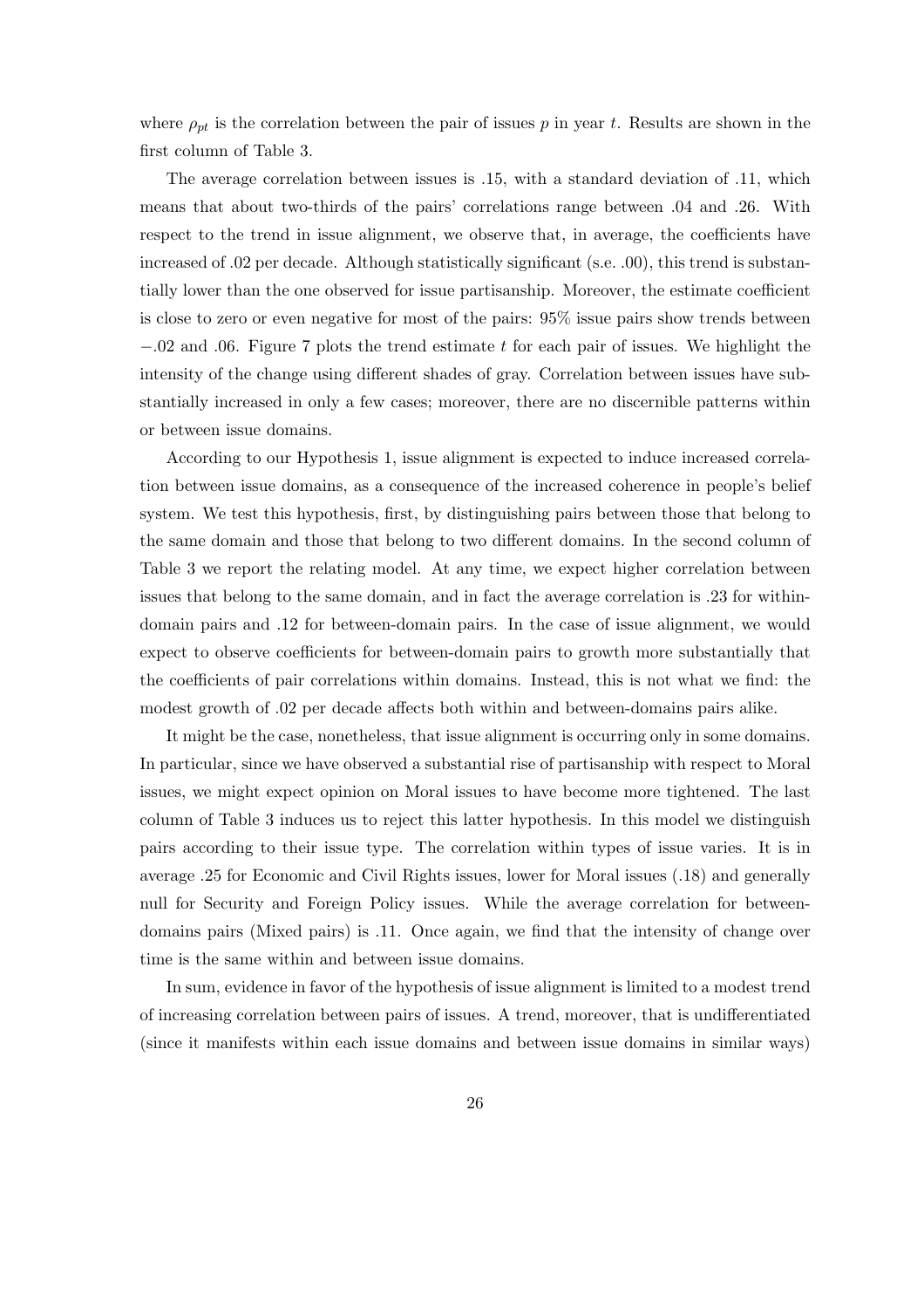where $\rho_{pt}$ is the correlation between the pair of issues $p$ in year $t$. Results are shown in the first column of Table 3.

The average correlation between issues is .15, with a standard deviation of .11, which means that about two-thirds of the pairs' correlations range between .04 and .26. With respect to the trend in issue alignment, we observe that, in average, the coefficients have increased of .02 per decade. Although statistically significant (s.e. .00), this trend is substantially lower than the one observed for issue partisanship. Moreover, the estimate coefficient is close to zero or even negative for most of the pairs: 95% issue pairs show trends between $-.02$ and .06. Figure 7 plots the trend estimate $t$ for each pair of issues. We highlight the intensity of the change using different shades of gray. Correlation between issues have substantially increased in only a few cases; moreover, there are no discernible patterns within or between issue domains.

According to our Hypothesis 1, issue alignment is expected to induce increased correlation between issue domains, as a consequence of the increased coherence in people's belief system. We test this hypothesis, first, by distinguishing pairs between those that belong to the same domain and those that belong to two different domains. In the second column of Table 3 we report the relating model. At any time, we expect higher correlation between issues that belong to the same domain, and in fact the average correlation is .23 for within-domain pairs and .12 for between-domain pairs. In the case of issue alignment, we would expect to observe coefficients for between-domain pairs to growth more substantially that the coefficients of pair correlations within domains. Instead, this is not what we find: the modest growth of .02 per decade affects both within and between-domains pairs alike.

It might be the case, nonetheless, that issue alignment is occurring only in some domains. In particular, since we have observed a substantial rise of partisanship with respect to Moral issues, we might expect opinion on Moral issues to have become more tightened. The last column of Table 3 induces us to reject this latter hypothesis. In this model we distinguish pairs according to their issue type. The correlation within types of issue varies. It is in average .25 for Economic and Civil Rights issues, lower for Moral issues (.18) and generally null for Security and Foreign Policy issues. While the average correlation for between-domains pairs (Mixed pairs) is .11. Once again, we find that the intensity of change over time is the same within and between issue domains.

In sum, evidence in favor of the hypothesis of issue alignment is limited to a modest trend of increasing correlation between pairs of issues. A trend, moreover, that is undifferentiated (since it manifests within each issue domains and between issue domains in similar ways)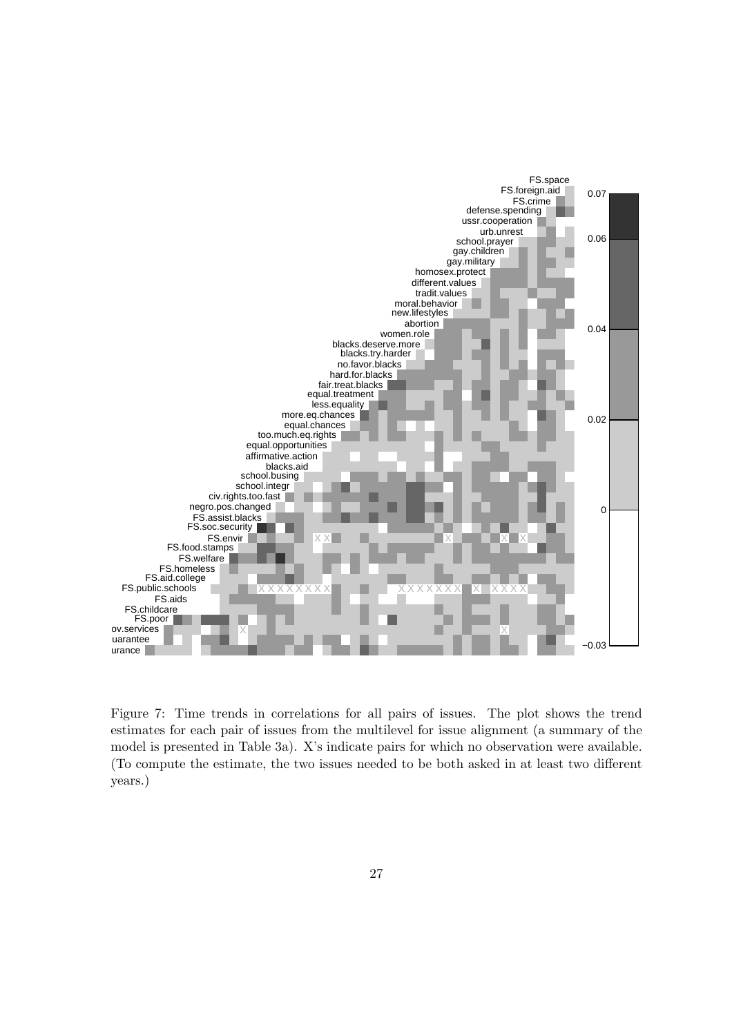Figure 7: Time trends in correlations for all pairs of issues. The plot shows the trend estimates for each pair of issues from the multilevel for issue alignment (a summary of the model is presented in Table 3a). X's indicate pairs for which no observation were available. (To compute the estimate, the two issues needed to be both asked in at least two different years.)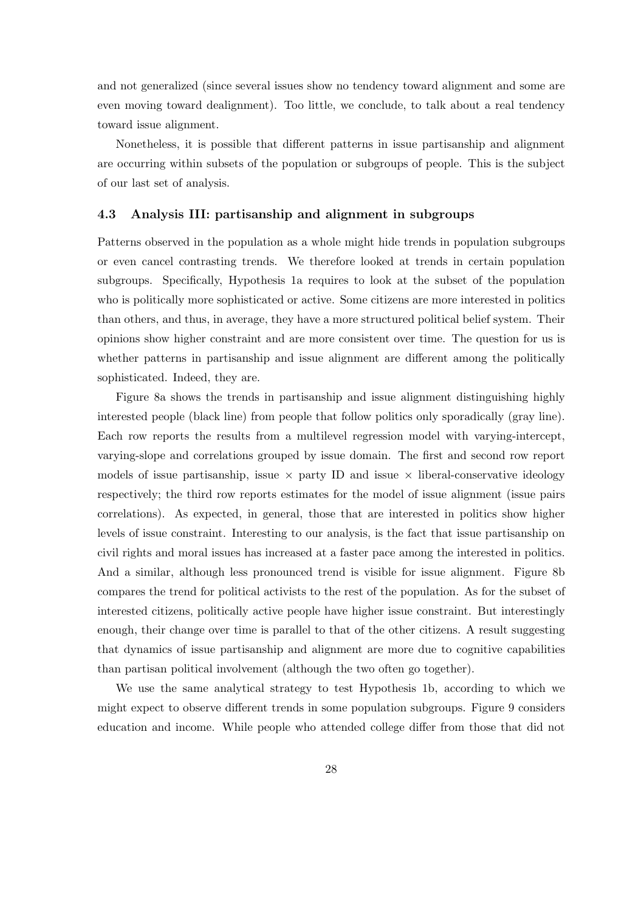and not generalized (since several issues show no tendency toward alignment and some are even moving toward dealignment). Too little, we conclude, to talk about a real tendency toward issue alignment.

Nonetheless, it is possible that different patterns in issue partisanship and alignment are occurring within subsets of the population or subgroups of people. This is the subject of our last set of analysis.

### 4.3 Analysis III: partisanship and alignment in subgroups

Patterns observed in the population as a whole might hide trends in population subgroups or even cancel contrasting trends. We therefore looked at trends in certain population subgroups. Specifically, Hypothesis 1a requires to look at the subset of the population who is politically more sophisticated or active. Some citizens are more interested in politics than others, and thus, in average, they have a more structured political belief system. Their opinions show higher constraint and are more consistent over time. The question for us is whether patterns in partisanship and issue alignment are different among the politically sophisticated. Indeed, they are.

Figure 8a shows the trends in partisanship and issue alignment distinguishing highly interested people (black line) from people that follow politics only sporadically (gray line). Each row reports the results from a multilevel regression model with varying-intercept, varying-slope and correlations grouped by issue domain. The first and second row report models of issue partisanship, issue × party ID and issue × liberal-conservative ideology respectively; the third row reports estimates for the model of issue alignment (issue pairs correlations). As expected, in general, those that are interested in politics show higher levels of issue constraint. Interesting to our analysis, is the fact that issue partisanship on civil rights and moral issues has increased at a faster pace among the interested in politics. And a similar, although less pronounced trend is visible for issue alignment. Figure 8b compares the trend for political activists to the rest of the population. As for the subset of interested citizens, politically active people have higher issue constraint. But interestingly enough, their change over time is parallel to that of the other citizens. A result suggesting that dynamics of issue partisanship and alignment are more due to cognitive capabilities than partisan political involvement (although the two often go together).

We use the same analytical strategy to test Hypothesis 1b, according to which we might expect to observe different trends in some population subgroups. Figure 9 considers education and income. While people who attended college differ from those that did not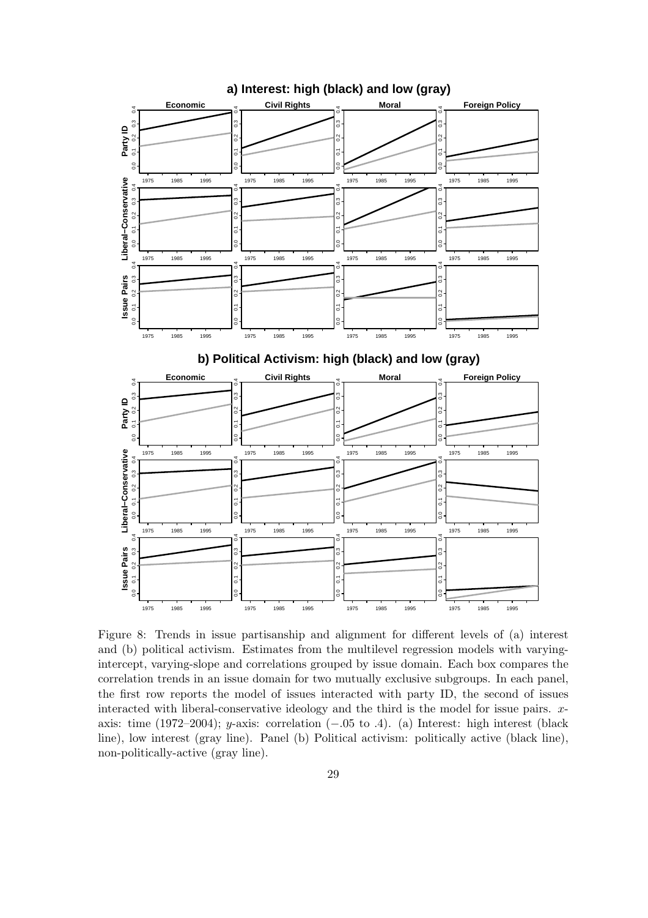Figure 8: Trends in issue partisanship and alignment for different levels of (a) interest and (b) political activism. Estimates from the multilevel regression models with varying-intercept, varying-slope and correlations grouped by issue domain. Each box compares the correlation trends in an issue domain for two mutually exclusive subgroups. In each panel, the first row reports the model of issues interacted with party ID, the second of issues interacted with liberal-conservative ideology and the third is the model for issue pairs. $x$-axis: time (1972–2004); $y$-axis: correlation ($-.05$ to $.4$). (a) Interest: high interest (black line), low interest (gray line). Panel (b) Political activism: politically active (black line), non-politically-active (gray line).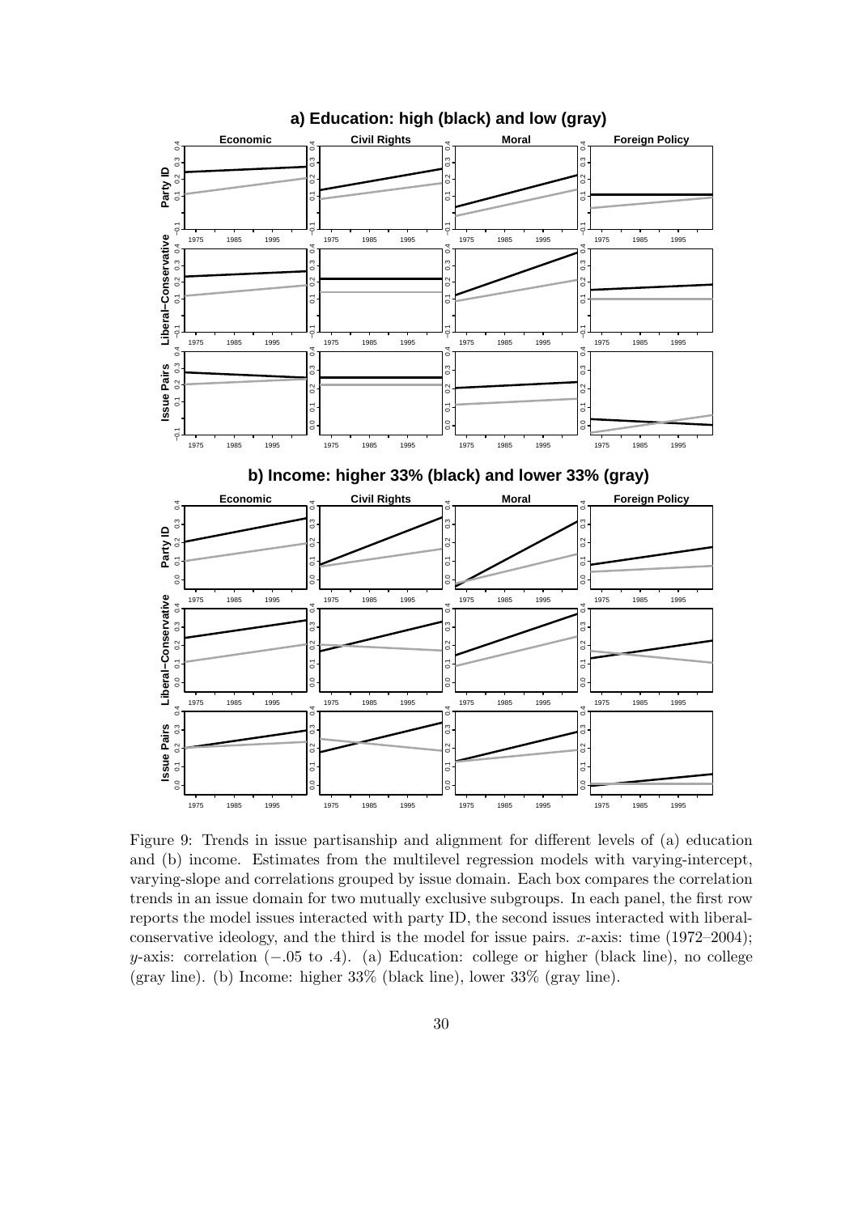Figure 9: Trends in issue partisanship and alignment for different levels of (a) education and (b) income. Estimates from the multilevel regression models with varying-intercept, varying-slope and correlations grouped by issue domain. Each box compares the correlation trends in an issue domain for two mutually exclusive subgroups. In each panel, the first row reports the model issues interacted with party ID, the second issues interacted with liberal-conservative ideology, and the third is the model for issue pairs. $x$-axis: time (1972–2004); $y$-axis: correlation ($-.05$ to $.4$). (a) Education: college or higher (black line), no college (gray line). (b) Income: higher 33% (black line), lower 33% (gray line).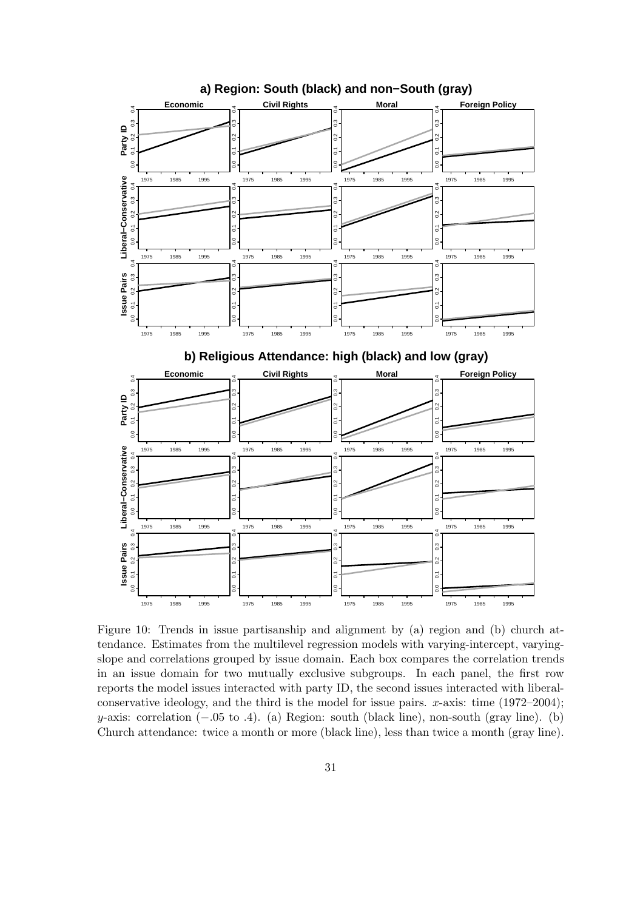Figure 10: Trends in issue partisanship and alignment by (a) region and (b) church attendance. Estimates from the multilevel regression models with varying-intercept, varying-slope and correlations grouped by issue domain. Each box compares the correlation trends in an issue domain for two mutually exclusive subgroups. In each panel, the first row reports the model issues interacted with party ID, the second issues interacted with liberal-conservative ideology, and the third is the model for issue pairs. $x$-axis: time (1972–2004); $y$-axis: correlation ($-.05$ to $.4$). (a) Region: south (black line), non-south (gray line). (b) Church attendance: twice a month or more (black line), less than twice a month (gray line).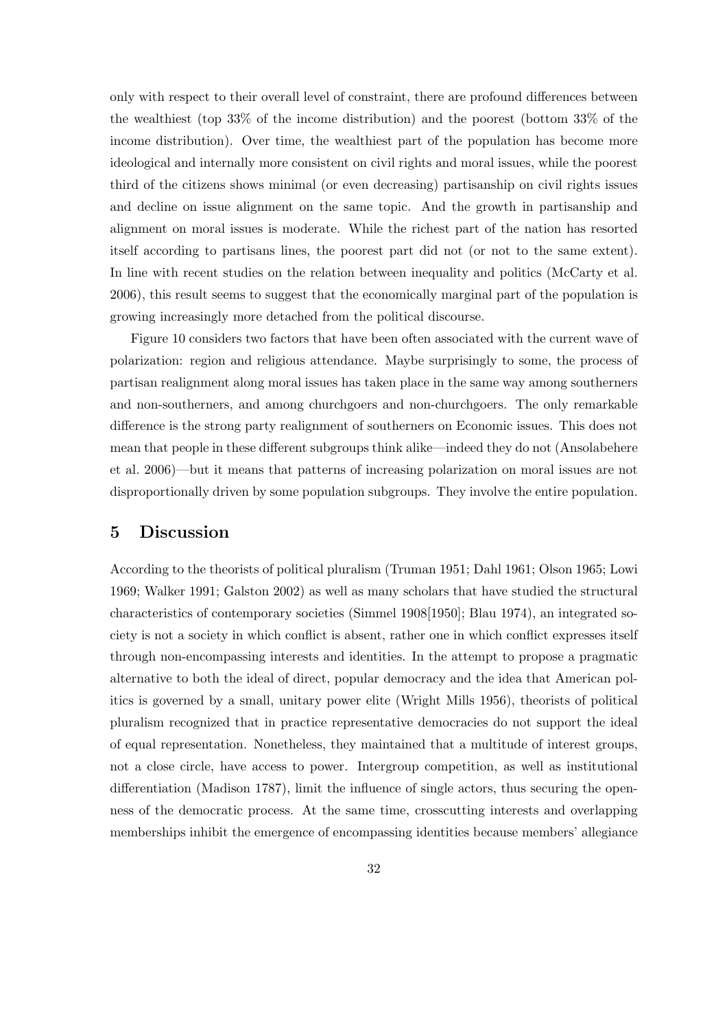only with respect to their overall level of constraint, there are profound differences between the wealthiest (top 33% of the income distribution) and the poorest (bottom 33% of the income distribution). Over time, the wealthiest part of the population has become more ideological and internally more consistent on civil rights and moral issues, while the poorest third of the citizens shows minimal (or even decreasing) partisanship on civil rights issues and decline on issue alignment on the same topic. And the growth in partisanship and alignment on moral issues is moderate. While the richest part of the nation has resorted itself according to partisans lines, the poorest part did not (or not to the same extent). In line with recent studies on the relation between inequality and politics (McCarty et al. 2006), this result seems to suggest that the economically marginal part of the population is growing increasingly more detached from the political discourse.

Figure 10 considers two factors that have been often associated with the current wave of polarization: region and religious attendance. Maybe surprisingly to some, the process of partisan realignment along moral issues has taken place in the same way among southerners and non-southerners, and among churchgoers and non-churchgoers. The only remarkable difference is the strong party realignment of southerners on Economic issues. This does not mean that people in these different subgroups think alike—indeed they do not (Ansolabehere et al. 2006)—but it means that patterns of increasing polarization on moral issues are not disproportionally driven by some population subgroups. They involve the entire population.

## 5 Discussion

According to the theorists of political pluralism (Truman 1951; Dahl 1961; Olson 1965; Lowi 1969; Walker 1991; Galston 2002) as well as many scholars that have studied the structural characteristics of contemporary societies (Simmel 1908[1950]; Blau 1974), an integrated society is not a society in which conflict is absent, rather one in which conflict expresses itself through non-encompassing interests and identities. In the attempt to propose a pragmatic alternative to both the ideal of direct, popular democracy and the idea that American politics is governed by a small, unitary power elite (Wright Mills 1956), theorists of political pluralism recognized that in practice representative democracies do not support the ideal of equal representation. Nonetheless, they maintained that a multitude of interest groups, not a close circle, have access to power. Intergroup competition, as well as institutional differentiation (Madison 1787), limit the influence of single actors, thus securing the openness of the democratic process. At the same time, crosscutting interests and overlapping memberships inhibit the emergence of encompassing identities because members' allegiance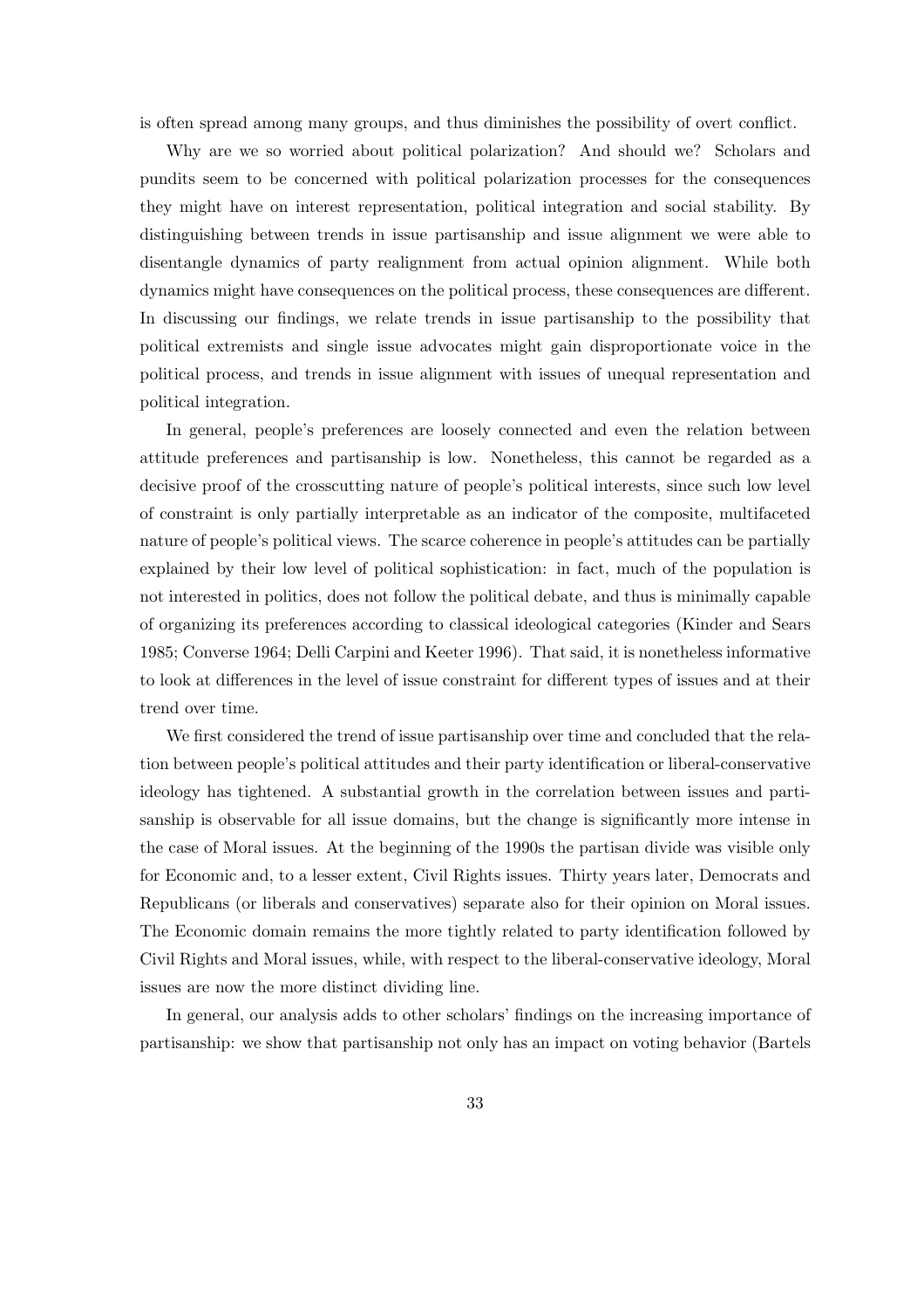is often spread among many groups, and thus diminishes the possibility of overt conflict.

Why are we so worried about political polarization? And should we? Scholars and pundits seem to be concerned with political polarization processes for the consequences they might have on interest representation, political integration and social stability. By distinguishing between trends in issue partisanship and issue alignment we were able to disentangle dynamics of party realignment from actual opinion alignment. While both dynamics might have consequences on the political process, these consequences are different. In discussing our findings, we relate trends in issue partisanship to the possibility that political extremists and single issue advocates might gain disproportionate voice in the political process, and trends in issue alignment with issues of unequal representation and political integration.

In general, people's preferences are loosely connected and even the relation between attitude preferences and partisanship is low. Nonetheless, this cannot be regarded as a decisive proof of the crosscutting nature of people's political interests, since such low level of constraint is only partially interpretable as an indicator of the composite, multifaceted nature of people's political views. The scarce coherence in people's attitudes can be partially explained by their low level of political sophistication: in fact, much of the population is not interested in politics, does not follow the political debate, and thus is minimally capable of organizing its preferences according to classical ideological categories (Kinder and Sears 1985; Converse 1964; Delli Carpini and Keeter 1996). That said, it is nonetheless informative to look at differences in the level of issue constraint for different types of issues and at their trend over time.

We first considered the trend of issue partisanship over time and concluded that the relation between people's political attitudes and their party identification or liberal-conservative ideology has tightened. A substantial growth in the correlation between issues and partisanship is observable for all issue domains, but the change is significantly more intense in the case of Moral issues. At the beginning of the 1990s the partisan divide was visible only for Economic and, to a lesser extent, Civil Rights issues. Thirty years later, Democrats and Republicans (or liberals and conservatives) separate also for their opinion on Moral issues. The Economic domain remains the more tightly related to party identification followed by Civil Rights and Moral issues, while, with respect to the liberal-conservative ideology, Moral issues are now the more distinct dividing line.

In general, our analysis adds to other scholars' findings on the increasing importance of partisanship: we show that partisanship not only has an impact on voting behavior (Bartels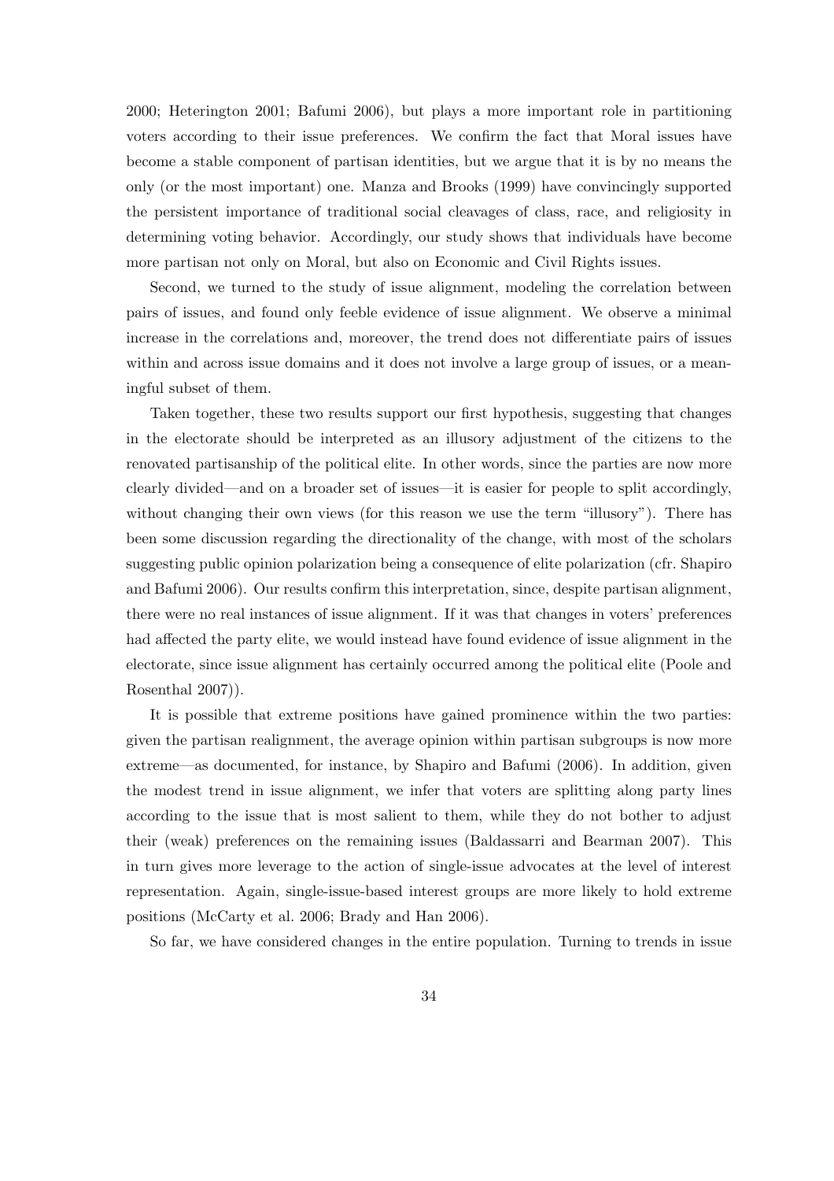2000; Heterington 2001; Bafumi 2006), but plays a more important role in partitioning voters according to their issue preferences. We confirm the fact that Moral issues have become a stable component of partisan identities, but we argue that it is by no means the only (or the most important) one. Manza and Brooks (1999) have convincingly supported the persistent importance of traditional social cleavages of class, race, and religiosity in determining voting behavior. Accordingly, our study shows that individuals have become more partisan not only on Moral, but also on Economic and Civil Rights issues.

Second, we turned to the study of issue alignment, modeling the correlation between pairs of issues, and found only feeble evidence of issue alignment. We observe a minimal increase in the correlations and, moreover, the trend does not differentiate pairs of issues within and across issue domains and it does not involve a large group of issues, or a meaningful subset of them.

Taken together, these two results support our first hypothesis, suggesting that changes in the electorate should be interpreted as an illusory adjustment of the citizens to the renovated partisanship of the political elite. In other words, since the parties are now more clearly divided—and on a broader set of issues—it is easier for people to split accordingly, without changing their own views (for this reason we use the term "illusory"). There has been some discussion regarding the directionality of the change, with most of the scholars suggesting public opinion polarization being a consequence of elite polarization (cfr. Shapiro and Bafumi 2006). Our results confirm this interpretation, since, despite partisan alignment, there were no real instances of issue alignment. If it was that changes in voters' preferences had affected the party elite, we would instead have found evidence of issue alignment in the electorate, since issue alignment has certainly occurred among the political elite (Poole and Rosenthal 2007)).

It is possible that extreme positions have gained prominence within the two parties: given the partisan realignment, the average opinion within partisan subgroups is now more extreme—as documented, for instance, by Shapiro and Bafumi (2006). In addition, given the modest trend in issue alignment, we infer that voters are splitting along party lines according to the issue that is most salient to them, while they do not bother to adjust their (weak) preferences on the remaining issues (Baldassarri and Bearman 2007). This in turn gives more leverage to the action of single-issue advocates at the level of interest representation. Again, single-issue-based interest groups are more likely to hold extreme positions (McCarty et al. 2006; Brady and Han 2006).

So far, we have considered changes in the entire population. Turning to trends in issue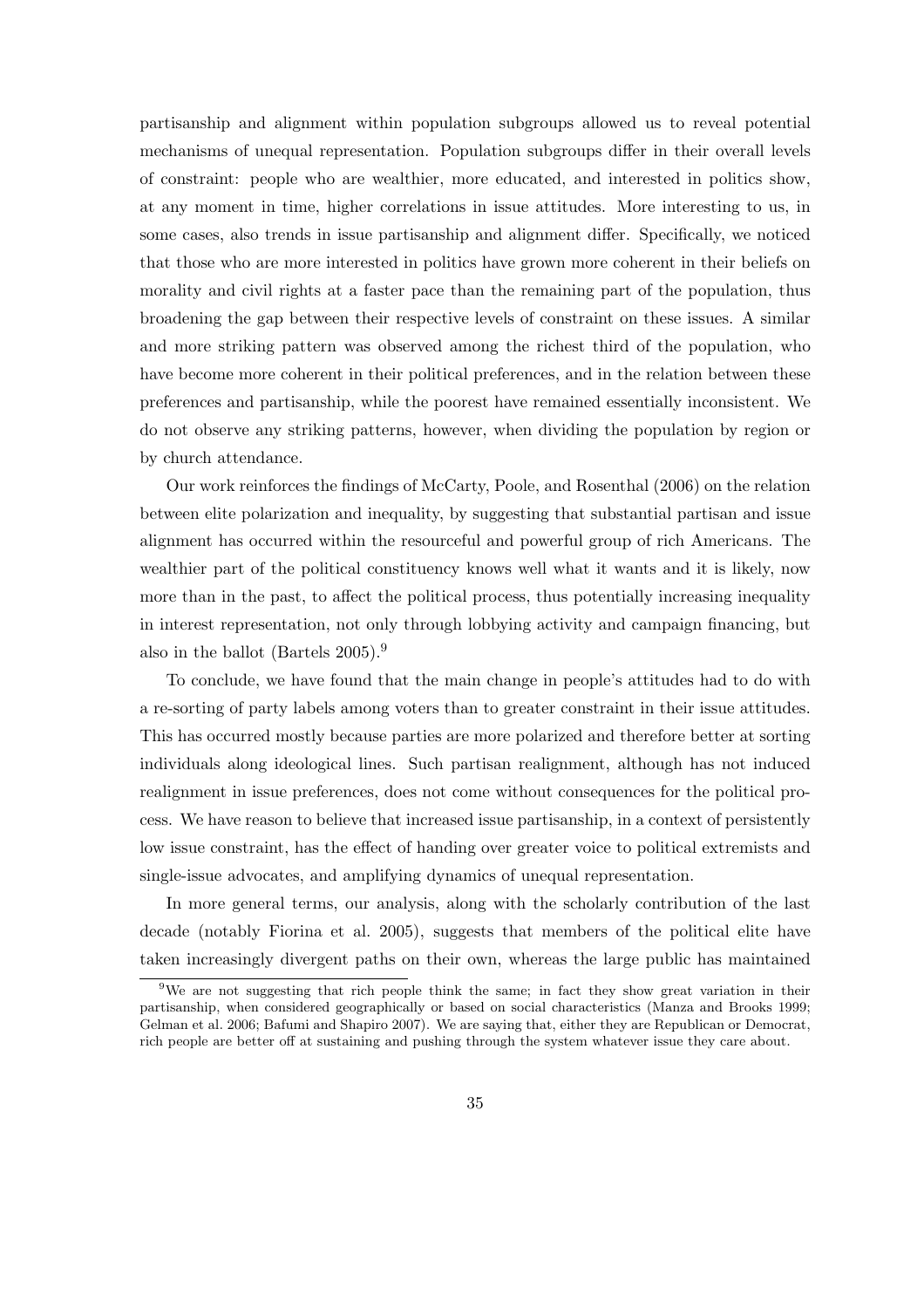partisanship and alignment within population subgroups allowed us to reveal potential mechanisms of unequal representation. Population subgroups differ in their overall levels of constraint: people who are wealthier, more educated, and interested in politics show, at any moment in time, higher correlations in issue attitudes. More interesting to us, in some cases, also trends in issue partisanship and alignment differ. Specifically, we noticed that those who are more interested in politics have grown more coherent in their beliefs on morality and civil rights at a faster pace than the remaining part of the population, thus broadening the gap between their respective levels of constraint on these issues. A similar and more striking pattern was observed among the richest third of the population, who have become more coherent in their political preferences, and in the relation between these preferences and partisanship, while the poorest have remained essentially inconsistent. We do not observe any striking patterns, however, when dividing the population by region or by church attendance.

Our work reinforces the findings of McCarty, Poole, and Rosenthal (2006) on the relation between elite polarization and inequality, by suggesting that substantial partisan and issue alignment has occurred within the resourceful and powerful group of rich Americans. The wealthier part of the political constituency knows well what it wants and it is likely, now more than in the past, to affect the political process, thus potentially increasing inequality in interest representation, not only through lobbying activity and campaign financing, but also in the ballot (Bartels 2005).[9]

To conclude, we have found that the main change in people's attitudes had to do with a re-sorting of party labels among voters than to greater constraint in their issue attitudes. This has occurred mostly because parties are more polarized and therefore better at sorting individuals along ideological lines. Such partisan realignment, although has not induced realignment in issue preferences, does not come without consequences for the political process. We have reason to believe that increased issue partisanship, in a context of persistently low issue constraint, has the effect of handing over greater voice to political extremists and single-issue advocates, and amplifying dynamics of unequal representation.

In more general terms, our analysis, along with the scholarly contribution of the last decade (notably Fiorina et al. 2005), suggests that members of the political elite have taken increasingly divergent paths on their own, whereas the large public has maintained

[9] We are not suggesting that rich people think the same; in fact they show great variation in their partisanship, when considered geographically or based on social characteristics (Manza and Brooks 1999; Gelman et al. 2006; Bafumi and Shapiro 2007). We are saying that, either they are Republican or Democrat, rich people are better off at sustaining and pushing through the system whatever issue they care about.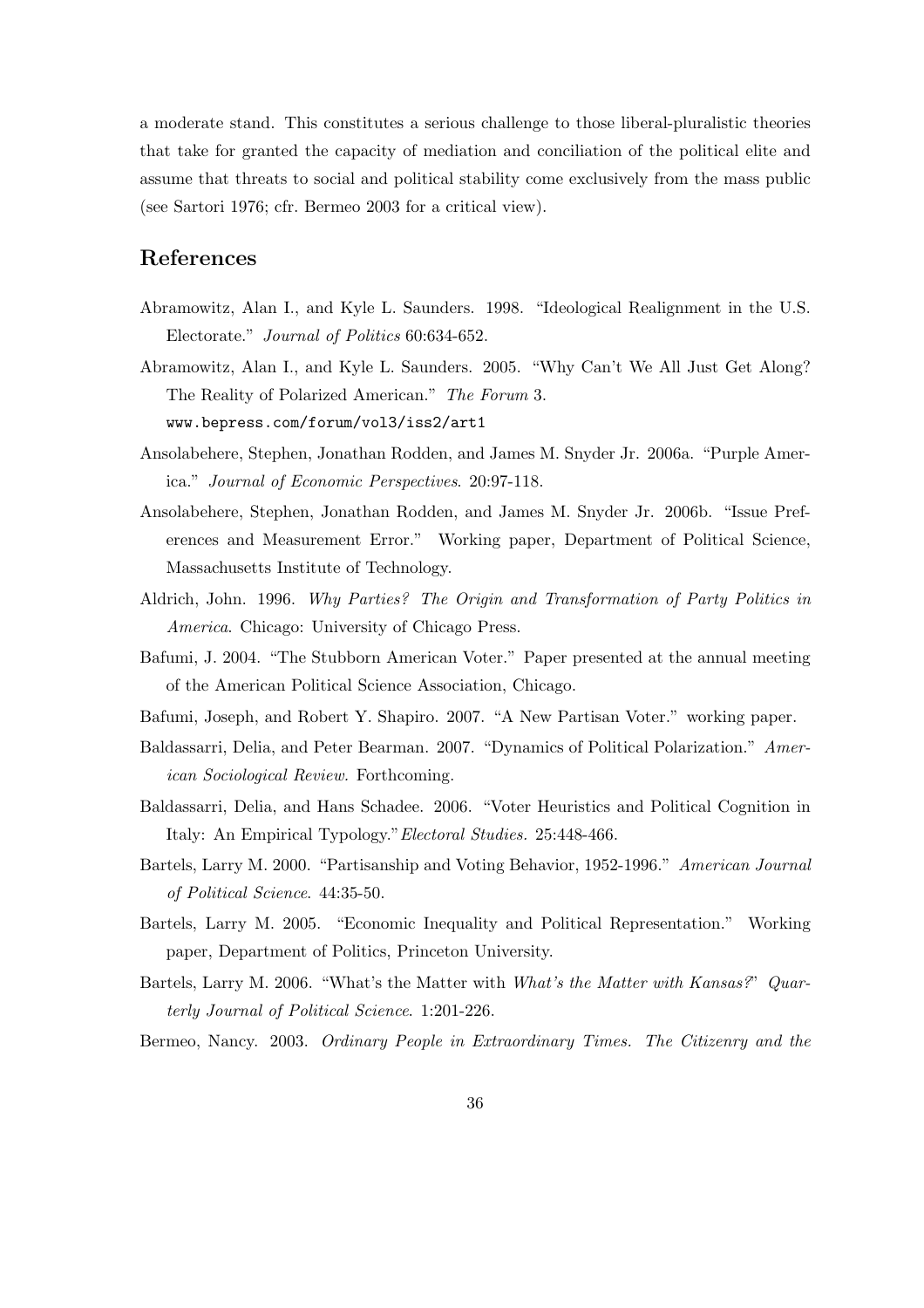a moderate stand. This constitutes a serious challenge to those liberal-pluralistic theories that take for granted the capacity of mediation and conciliation of the political elite and assume that threats to social and political stability come exclusively from the mass public (see Sartori 1976; cfr. Bermeo 2003 for a critical view).

## References

Abramowitz, Alan I., and Kyle L. Saunders. 1998. "Ideological Realignment in the U.S. Electorate." *Journal of Politics* 60:634-652.

Abramowitz, Alan I., and Kyle L. Saunders. 2005. "Why Can't We All Just Get Along? The Reality of Polarized American." *The Forum* 3. `www.bepress.com/forum/vol3/iss2/art1`

Ansolabehere, Stephen, Jonathan Rodden, and James M. Snyder Jr. 2006a. "Purple America." *Journal of Economic Perspectives*. 20:97-118.

Ansolabehere, Stephen, Jonathan Rodden, and James M. Snyder Jr. 2006b. "Issue Preferences and Measurement Error." Working paper, Department of Political Science, Massachusetts Institute of Technology.

Aldrich, John. 1996. *Why Parties? The Origin and Transformation of Party Politics in America*. Chicago: University of Chicago Press.

Bafumi, J. 2004. "The Stubborn American Voter." Paper presented at the annual meeting of the American Political Science Association, Chicago.

Bafumi, Joseph, and Robert Y. Shapiro. 2007. "A New Partisan Voter." working paper.

Baldassarri, Delia, and Peter Bearman. 2007. "Dynamics of Political Polarization." *American Sociological Review.* Forthcoming.

Baldassarri, Delia, and Hans Schadee. 2006. "Voter Heuristics and Political Cognition in Italy: An Empirical Typology."*Electoral Studies.* 25:448-466.

Bartels, Larry M. 2000. "Partisanship and Voting Behavior, 1952-1996." *American Journal of Political Science*. 44:35-50.

Bartels, Larry M. 2005. "Economic Inequality and Political Representation." Working paper, Department of Politics, Princeton University.

Bartels, Larry M. 2006. "What's the Matter with *What's the Matter with Kansas?*" *Quarterly Journal of Political Science*. 1:201-226.

Bermeo, Nancy. 2003. *Ordinary People in Extraordinary Times. The Citizenry and the*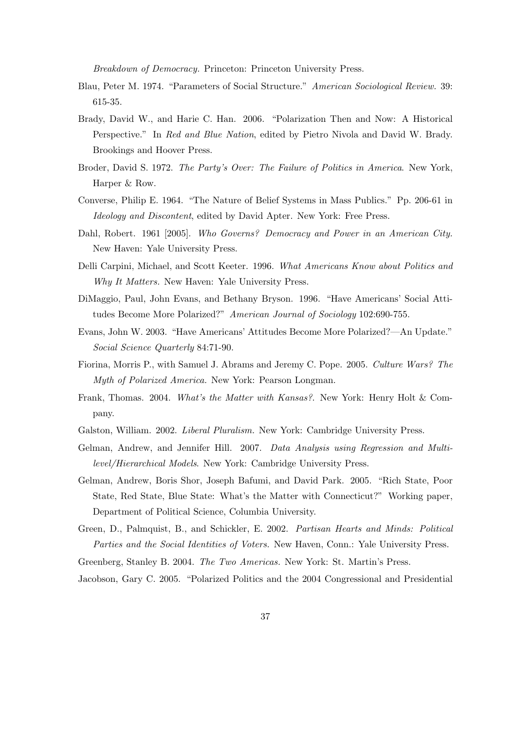*Breakdown of Democracy.* Princeton: Princeton University Press.

Blau, Peter M. 1974. "Parameters of Social Structure." *American Sociological Review.* 39: 615-35.

Brady, David W., and Harie C. Han. 2006. "Polarization Then and Now: A Historical Perspective." In *Red and Blue Nation*, edited by Pietro Nivola and David W. Brady. Brookings and Hoover Press.

Broder, David S. 1972. *The Party's Over: The Failure of Politics in America*. New York, Harper & Row.

Converse, Philip E. 1964. "The Nature of Belief Systems in Mass Publics." Pp. 206-61 in *Ideology and Discontent*, edited by David Apter. New York: Free Press.

Dahl, Robert. 1961 [2005]. *Who Governs? Democracy and Power in an American City.* New Haven: Yale University Press.

Delli Carpini, Michael, and Scott Keeter. 1996. *What Americans Know about Politics and Why It Matters.* New Haven: Yale University Press.

DiMaggio, Paul, John Evans, and Bethany Bryson. 1996. "Have Americans' Social Attitudes Become More Polarized?" *American Journal of Sociology* 102:690-755.

Evans, John W. 2003. "Have Americans' Attitudes Become More Polarized?—An Update." *Social Science Quarterly* 84:71-90.

Fiorina, Morris P., with Samuel J. Abrams and Jeremy C. Pope. 2005. *Culture Wars? The Myth of Polarized America.* New York: Pearson Longman.

Frank, Thomas. 2004. *What's the Matter with Kansas?*. New York: Henry Holt & Company.

Galston, William. 2002. *Liberal Pluralism.* New York: Cambridge University Press.

Gelman, Andrew, and Jennifer Hill. 2007. *Data Analysis using Regression and Multilevel/Hierarchical Models*. New York: Cambridge University Press.

Gelman, Andrew, Boris Shor, Joseph Bafumi, and David Park. 2005. "Rich State, Poor State, Red State, Blue State: What's the Matter with Connecticut?" Working paper, Department of Political Science, Columbia University.

Green, D., Palmquist, B., and Schickler, E. 2002. *Partisan Hearts and Minds: Political Parties and the Social Identities of Voters.* New Haven, Conn.: Yale University Press.

Greenberg, Stanley B. 2004. *The Two Americas.* New York: St. Martin's Press.

Jacobson, Gary C. 2005. "Polarized Politics and the 2004 Congressional and Presidential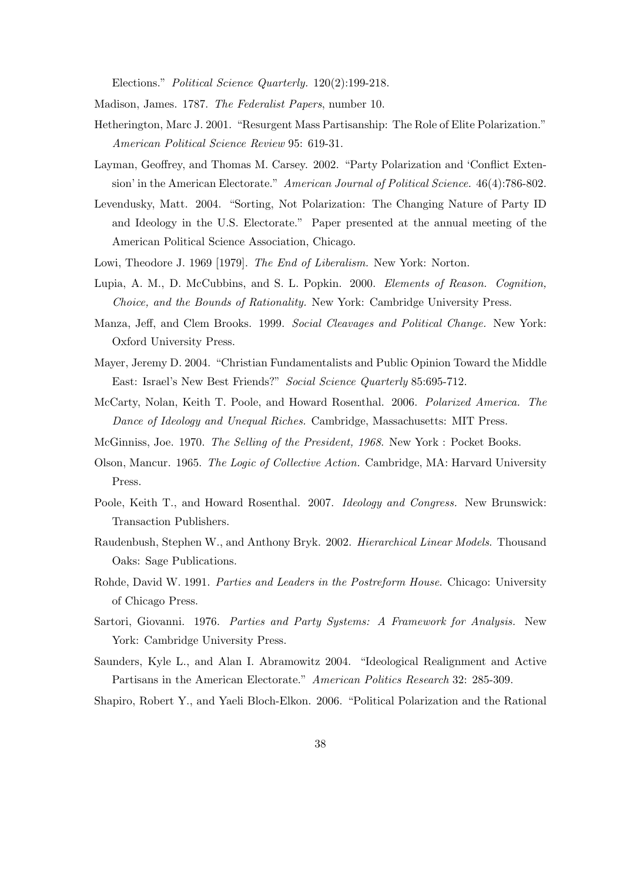Elections." *Political Science Quarterly.* 120(2):199-218.

Madison, James. 1787. *The Federalist Papers*, number 10.

Hetherington, Marc J. 2001. "Resurgent Mass Partisanship: The Role of Elite Polarization." *American Political Science Review* 95: 619-31.

Layman, Geoffrey, and Thomas M. Carsey. 2002. "Party Polarization and 'Conflict Extension' in the American Electorate." *American Journal of Political Science.* 46(4):786-802.

Levendusky, Matt. 2004. "Sorting, Not Polarization: The Changing Nature of Party ID and Ideology in the U.S. Electorate." Paper presented at the annual meeting of the American Political Science Association, Chicago.

Lowi, Theodore J. 1969 [1979]. *The End of Liberalism.* New York: Norton.

Lupia, A. M., D. McCubbins, and S. L. Popkin. 2000. *Elements of Reason. Cognition, Choice, and the Bounds of Rationality.* New York: Cambridge University Press.

Manza, Jeff, and Clem Brooks. 1999. *Social Cleavages and Political Change.* New York: Oxford University Press.

Mayer, Jeremy D. 2004. "Christian Fundamentalists and Public Opinion Toward the Middle East: Israel's New Best Friends?" *Social Science Quarterly* 85:695-712.

McCarty, Nolan, Keith T. Poole, and Howard Rosenthal. 2006. *Polarized America. The Dance of Ideology and Unequal Riches.* Cambridge, Massachusetts: MIT Press.

McGinniss, Joe. 1970. *The Selling of the President, 1968.* New York : Pocket Books.

Olson, Mancur. 1965. *The Logic of Collective Action.* Cambridge, MA: Harvard University Press.

Poole, Keith T., and Howard Rosenthal. 2007. *Ideology and Congress.* New Brunswick: Transaction Publishers.

Raudenbush, Stephen W., and Anthony Bryk. 2002. *Hierarchical Linear Models.* Thousand Oaks: Sage Publications.

Rohde, David W. 1991. *Parties and Leaders in the Postreform House.* Chicago: University of Chicago Press.

Sartori, Giovanni. 1976. *Parties and Party Systems: A Framework for Analysis.* New York: Cambridge University Press.

Saunders, Kyle L., and Alan I. Abramowitz 2004. "Ideological Realignment and Active Partisans in the American Electorate." *American Politics Research* 32: 285-309.

Shapiro, Robert Y., and Yaeli Bloch-Elkon. 2006. "Political Polarization and the Rational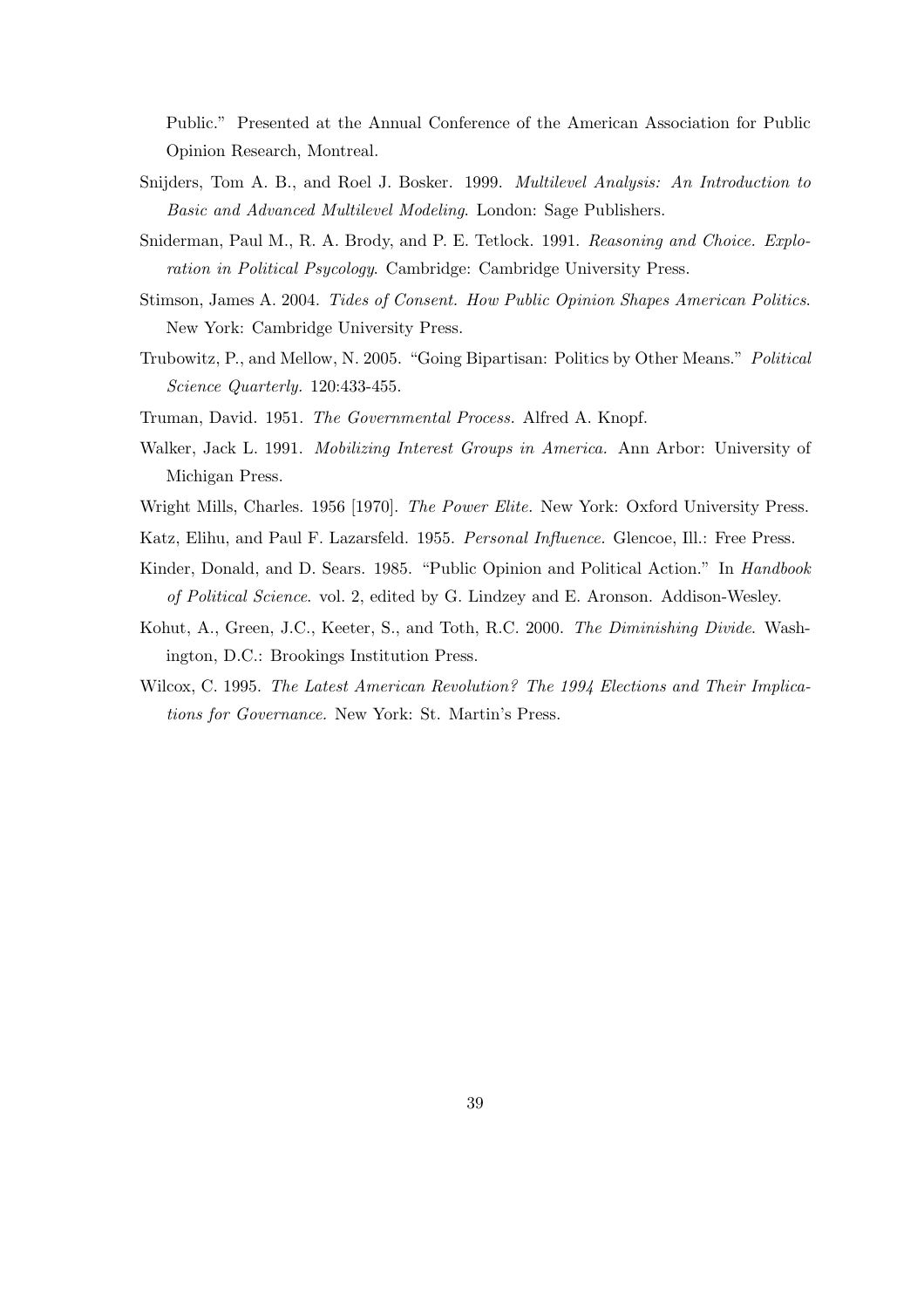Public." Presented at the Annual Conference of the American Association for Public Opinion Research, Montreal.

Snijders, Tom A. B., and Roel J. Bosker. 1999. *Multilevel Analysis: An Introduction to Basic and Advanced Multilevel Modeling*. London: Sage Publishers.

Sniderman, Paul M., R. A. Brody, and P. E. Tetlock. 1991. *Reasoning and Choice. Exploration in Political Psycology*. Cambridge: Cambridge University Press.

Stimson, James A. 2004. *Tides of Consent. How Public Opinion Shapes American Politics*. New York: Cambridge University Press.

Trubowitz, P., and Mellow, N. 2005. "Going Bipartisan: Politics by Other Means." *Political Science Quarterly*. 120:433-455.

Truman, David. 1951. *The Governmental Process.* Alfred A. Knopf.

Walker, Jack L. 1991. *Mobilizing Interest Groups in America.* Ann Arbor: University of Michigan Press.

Wright Mills, Charles. 1956 [1970]. *The Power Elite.* New York: Oxford University Press.

Katz, Elihu, and Paul F. Lazarsfeld. 1955. *Personal Influence.* Glencoe, Ill.: Free Press.

Kinder, Donald, and D. Sears. 1985. "Public Opinion and Political Action." In *Handbook of Political Science*. vol. 2, edited by G. Lindzey and E. Aronson. Addison-Wesley.

Kohut, A., Green, J.C., Keeter, S., and Toth, R.C. 2000. *The Diminishing Divide*. Washington, D.C.: Brookings Institution Press.

Wilcox, C. 1995. *The Latest American Revolution? The 1994 Elections and Their Implications for Governance.* New York: St. Martin's Press.